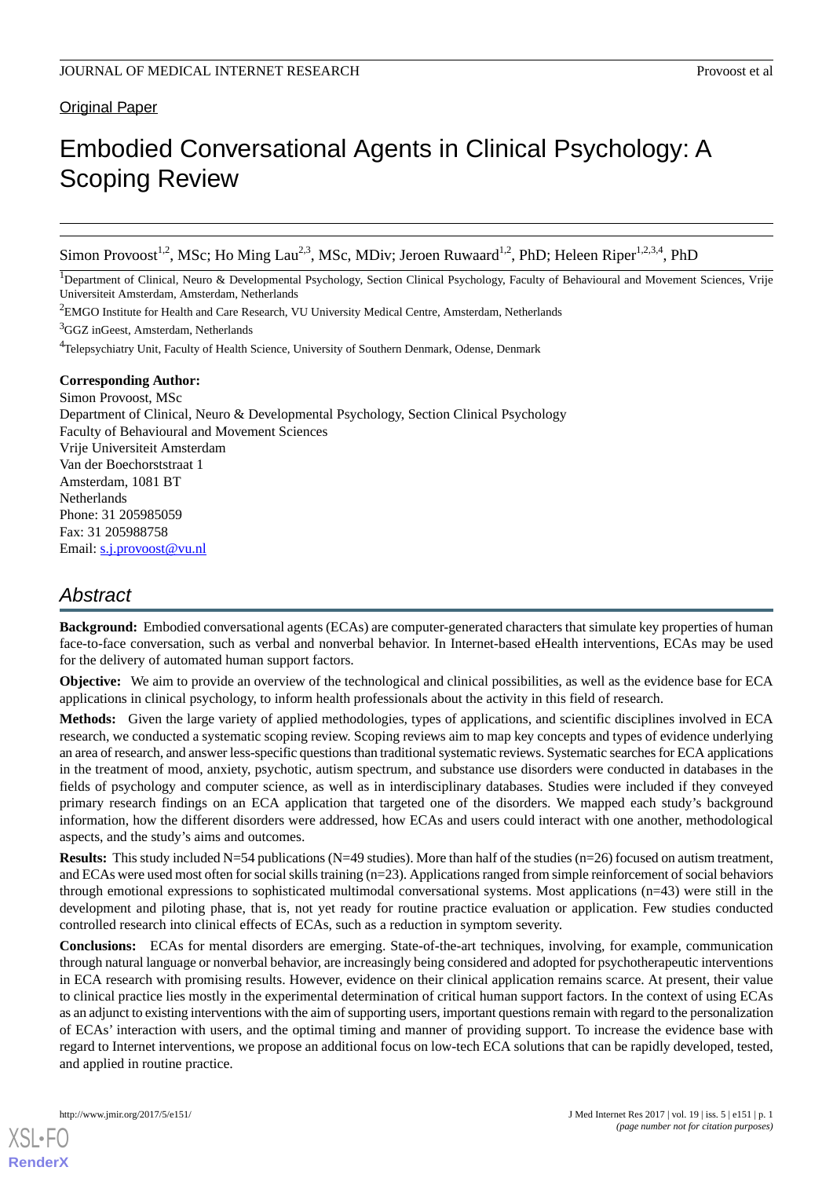Original Paper

# Embodied Conversational Agents in Clinical Psychology: A Scoping Review

Simon Provoost[1,2], MSc; Ho Ming Lau[2,3], MSc, MDiv; Jeroen Ruwaard[1,2], PhD; Heleen Riper[1,2,3,4], PhD

[1]Department of Clinical, Neuro & Developmental Psychology, Section Clinical Psychology, Faculty of Behavioural and Movement Sciences, Vrije Universiteit Amsterdam, Amsterdam, Netherlands

[2]EMGO Institute for Health and Care Research, VU University Medical Centre, Amsterdam, Netherlands

[3]GGZ inGeest, Amsterdam, Netherlands

[4]Telepsychiatry Unit, Faculty of Health Science, University of Southern Denmark, Odense, Denmark

**Corresponding Author:**
Simon Provoost, MSc
Department of Clinical, Neuro & Developmental Psychology, Section Clinical Psychology
Faculty of Behavioural and Movement Sciences
Vrije Universiteit Amsterdam
Van der Boechorststraat 1
Amsterdam, 1081 BT
Netherlands
Phone: 31 205985059
Fax: 31 205988758
Email: s.j.provoost@vu.nl

## Abstract

**Background:** Embodied conversational agents (ECAs) are computer-generated characters that simulate key properties of human face-to-face conversation, such as verbal and nonverbal behavior. In Internet-based eHealth interventions, ECAs may be used for the delivery of automated human support factors.

**Objective:** We aim to provide an overview of the technological and clinical possibilities, as well as the evidence base for ECA applications in clinical psychology, to inform health professionals about the activity in this field of research.

**Methods:** Given the large variety of applied methodologies, types of applications, and scientific disciplines involved in ECA research, we conducted a systematic scoping review. Scoping reviews aim to map key concepts and types of evidence underlying an area of research, and answer less-specific questions than traditional systematic reviews. Systematic searches for ECA applications in the treatment of mood, anxiety, psychotic, autism spectrum, and substance use disorders were conducted in databases in the fields of psychology and computer science, as well as in interdisciplinary databases. Studies were included if they conveyed primary research findings on an ECA application that targeted one of the disorders. We mapped each study's background information, how the different disorders were addressed, how ECAs and users could interact with one another, methodological aspects, and the study's aims and outcomes.

**Results:** This study included N=54 publications (N=49 studies). More than half of the studies (n=26) focused on autism treatment, and ECAs were used most often for social skills training (n=23). Applications ranged from simple reinforcement of social behaviors through emotional expressions to sophisticated multimodal conversational systems. Most applications (n=43) were still in the development and piloting phase, that is, not yet ready for routine practice evaluation or application. Few studies conducted controlled research into clinical effects of ECAs, such as a reduction in symptom severity.

**Conclusions:** ECAs for mental disorders are emerging. State-of-the-art techniques, involving, for example, communication through natural language or nonverbal behavior, are increasingly being considered and adopted for psychotherapeutic interventions in ECA research with promising results. However, evidence on their clinical application remains scarce. At present, their value to clinical practice lies mostly in the experimental determination of critical human support factors. In the context of using ECAs as an adjunct to existing interventions with the aim of supporting users, important questions remain with regard to the personalization of ECAs' interaction with users, and the optimal timing and manner of providing support. To increase the evidence base with regard to Internet interventions, we propose an additional focus on low-tech ECA solutions that can be rapidly developed, tested, and applied in routine practice.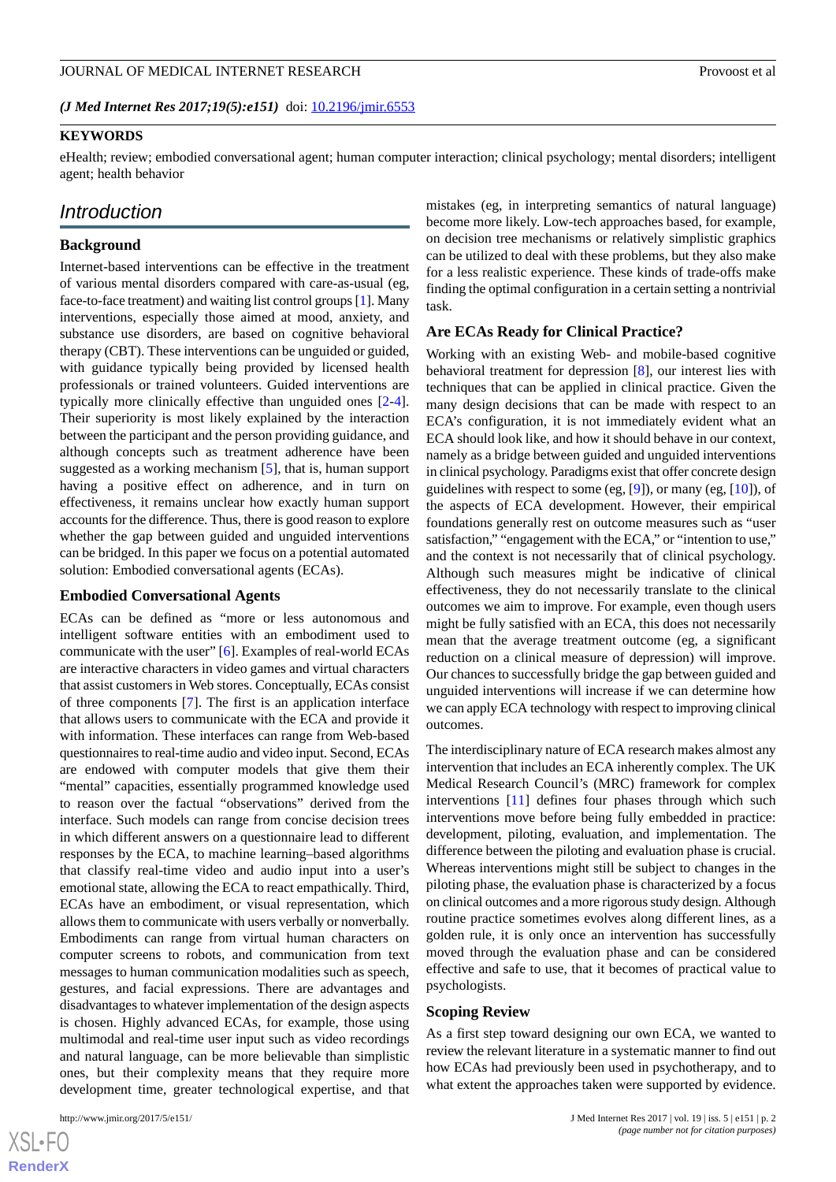*(J Med Internet Res 2017;19(5):e151)* doi: 10.2196/jmir.6553

**KEYWORDS**

eHealth; review; embodied conversational agent; human computer interaction; clinical psychology; mental disorders; intelligent agent; health behavior

## Introduction

### Background

Internet-based interventions can be effective in the treatment of various mental disorders compared with care-as-usual (eg, face-to-face treatment) and waiting list control groups [1]. Many interventions, especially those aimed at mood, anxiety, and substance use disorders, are based on cognitive behavioral therapy (CBT). These interventions can be unguided or guided, with guidance typically being provided by licensed health professionals or trained volunteers. Guided interventions are typically more clinically effective than unguided ones [2-4]. Their superiority is most likely explained by the interaction between the participant and the person providing guidance, and although concepts such as treatment adherence have been suggested as a working mechanism [5], that is, human support having a positive effect on adherence, and in turn on effectiveness, it remains unclear how exactly human support accounts for the difference. Thus, there is good reason to explore whether the gap between guided and unguided interventions can be bridged. In this paper we focus on a potential automated solution: Embodied conversational agents (ECAs).

### Embodied Conversational Agents

ECAs can be defined as "more or less autonomous and intelligent software entities with an embodiment used to communicate with the user" [6]. Examples of real-world ECAs are interactive characters in video games and virtual characters that assist customers in Web stores. Conceptually, ECAs consist of three components [7]. The first is an application interface that allows users to communicate with the ECA and provide it with information. These interfaces can range from Web-based questionnaires to real-time audio and video input. Second, ECAs are endowed with computer models that give them their "mental" capacities, essentially programmed knowledge used to reason over the factual "observations" derived from the interface. Such models can range from concise decision trees in which different answers on a questionnaire lead to different responses by the ECA, to machine learning–based algorithms that classify real-time video and audio input into a user's emotional state, allowing the ECA to react empathically. Third, ECAs have an embodiment, or visual representation, which allows them to communicate with users verbally or nonverbally. Embodiments can range from virtual human characters on computer screens to robots, and communication from text messages to human communication modalities such as speech, gestures, and facial expressions. There are advantages and disadvantages to whatever implementation of the design aspects is chosen. Highly advanced ECAs, for example, those using multimodal and real-time user input such as video recordings and natural language, can be more believable than simplistic ones, but their complexity means that they require more development time, greater technological expertise, and that mistakes (eg, in interpreting semantics of natural language) become more likely. Low-tech approaches based, for example, on decision tree mechanisms or relatively simplistic graphics can be utilized to deal with these problems, but they also make for a less realistic experience. These kinds of trade-offs make finding the optimal configuration in a certain setting a nontrivial task.

### Are ECAs Ready for Clinical Practice?

Working with an existing Web- and mobile-based cognitive behavioral treatment for depression [8], our interest lies with techniques that can be applied in clinical practice. Given the many design decisions that can be made with respect to an ECA's configuration, it is not immediately evident what an ECA should look like, and how it should behave in our context, namely as a bridge between guided and unguided interventions in clinical psychology. Paradigms exist that offer concrete design guidelines with respect to some (eg, [9]), or many (eg, [10]), of the aspects of ECA development. However, their empirical foundations generally rest on outcome measures such as "user satisfaction," "engagement with the ECA," or "intention to use," and the context is not necessarily that of clinical psychology. Although such measures might be indicative of clinical effectiveness, they do not necessarily translate to the clinical outcomes we aim to improve. For example, even though users might be fully satisfied with an ECA, this does not necessarily mean that the average treatment outcome (eg, a significant reduction on a clinical measure of depression) will improve. Our chances to successfully bridge the gap between guided and unguided interventions will increase if we can determine how we can apply ECA technology with respect to improving clinical outcomes.

The interdisciplinary nature of ECA research makes almost any intervention that includes an ECA inherently complex. The UK Medical Research Council's (MRC) framework for complex interventions [11] defines four phases through which such interventions move before being fully embedded in practice: development, piloting, evaluation, and implementation. The difference between the piloting and evaluation phase is crucial. Whereas interventions might still be subject to changes in the piloting phase, the evaluation phase is characterized by a focus on clinical outcomes and a more rigorous study design. Although routine practice sometimes evolves along different lines, as a golden rule, it is only once an intervention has successfully moved through the evaluation phase and can be considered effective and safe to use, that it becomes of practical value to psychologists.

### Scoping Review

As a first step toward designing our own ECA, we wanted to review the relevant literature in a systematic manner to find out how ECAs had previously been used in psychotherapy, and to what extent the approaches taken were supported by evidence.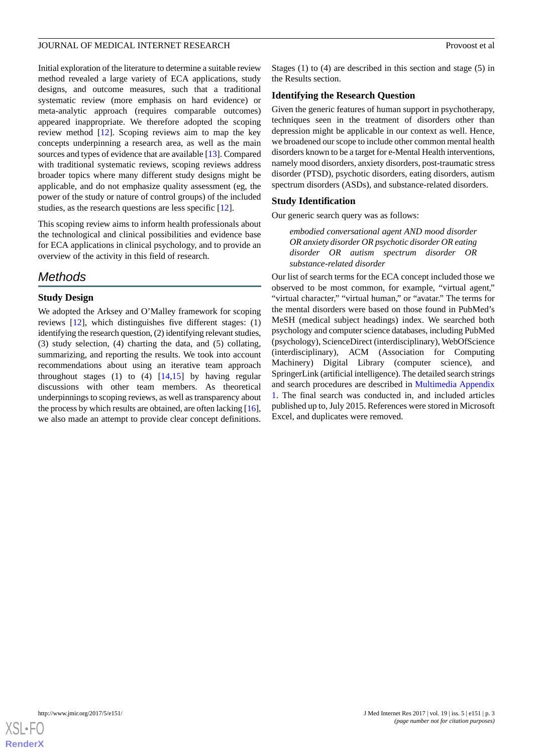Initial exploration of the literature to determine a suitable review method revealed a large variety of ECA applications, study designs, and outcome measures, such that a traditional systematic review (more emphasis on hard evidence) or meta-analytic approach (requires comparable outcomes) appeared inappropriate. We therefore adopted the scoping review method [12]. Scoping reviews aim to map the key concepts underpinning a research area, as well as the main sources and types of evidence that are available [13]. Compared with traditional systematic reviews, scoping reviews address broader topics where many different study designs might be applicable, and do not emphasize quality assessment (eg, the power of the study or nature of control groups) of the included studies, as the research questions are less specific [12].

This scoping review aims to inform health professionals about the technological and clinical possibilities and evidence base for ECA applications in clinical psychology, and to provide an overview of the activity in this field of research.

## Methods

### Study Design

We adopted the Arksey and O'Malley framework for scoping reviews [12], which distinguishes five different stages: (1) identifying the research question, (2) identifying relevant studies, (3) study selection, (4) charting the data, and (5) collating, summarizing, and reporting the results. We took into account recommendations about using an iterative team approach throughout stages (1) to (4) [14,15] by having regular discussions with other team members. As theoretical underpinnings to scoping reviews, as well as transparency about the process by which results are obtained, are often lacking [16], we also made an attempt to provide clear concept definitions. Stages (1) to (4) are described in this section and stage (5) in the Results section.

### Identifying the Research Question

Given the generic features of human support in psychotherapy, techniques seen in the treatment of disorders other than depression might be applicable in our context as well. Hence, we broadened our scope to include other common mental health disorders known to be a target for e-Mental Health interventions, namely mood disorders, anxiety disorders, post-traumatic stress disorder (PTSD), psychotic disorders, eating disorders, autism spectrum disorders (ASDs), and substance-related disorders.

### Study Identification

Our generic search query was as follows:

> *embodied conversational agent AND mood disorder OR anxiety disorder OR psychotic disorder OR eating disorder OR autism spectrum disorder OR substance-related disorder*

Our list of search terms for the ECA concept included those we observed to be most common, for example, "virtual agent," "virtual character," "virtual human," or "avatar." The terms for the mental disorders were based on those found in PubMed's MeSH (medical subject headings) index. We searched both psychology and computer science databases, including PubMed (psychology), ScienceDirect (interdisciplinary), WebOfScience (interdisciplinary), ACM (Association for Computing Machinery) Digital Library (computer science), and SpringerLink (artificial intelligence). The detailed search strings and search procedures are described in Multimedia Appendix 1. The final search was conducted in, and included articles published up to, July 2015. References were stored in Microsoft Excel, and duplicates were removed.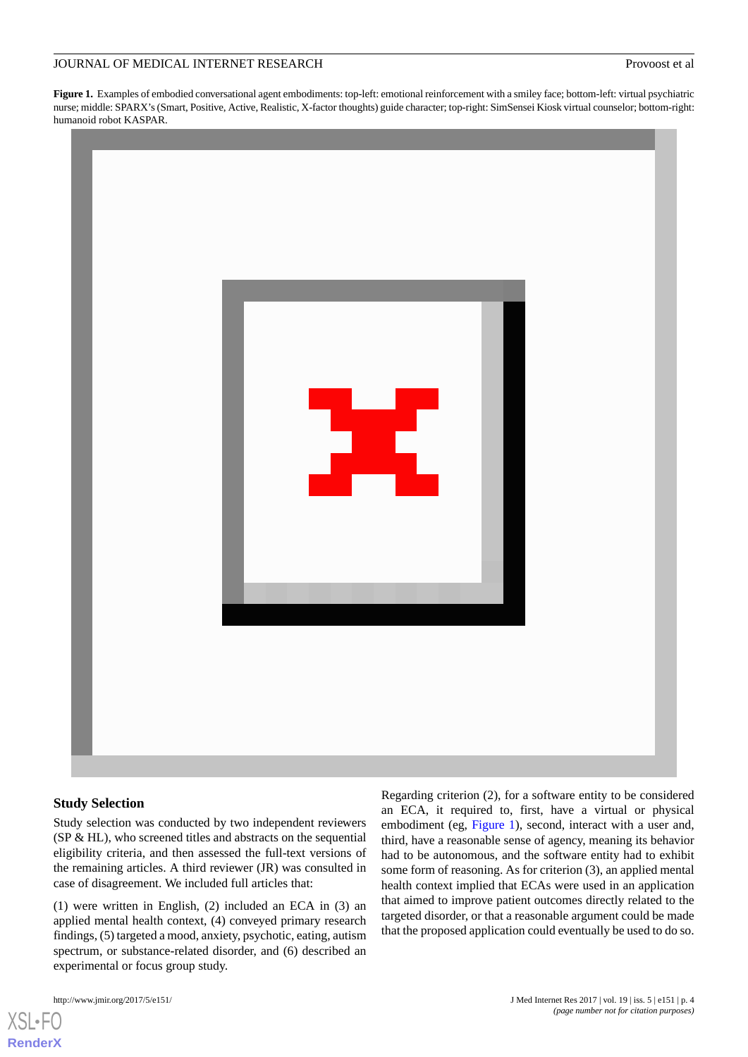**Figure 1.** Examples of embodied conversational agent embodiments: top-left: emotional reinforcement with a smiley face; bottom-left: virtual psychiatric nurse; middle: SPARX's (Smart, Positive, Active, Realistic, X-factor thoughts) guide character; top-right: SimSensei Kiosk virtual counselor; bottom-right: humanoid robot KASPAR.

### Study Selection

Study selection was conducted by two independent reviewers (SP & HL), who screened titles and abstracts on the sequential eligibility criteria, and then assessed the full-text versions of the remaining articles. A third reviewer (JR) was consulted in case of disagreement. We included full articles that:

(1) were written in English, (2) included an ECA in (3) an applied mental health context, (4) conveyed primary research findings, (5) targeted a mood, anxiety, psychotic, eating, autism spectrum, or substance-related disorder, and (6) described an experimental or focus group study.

Regarding criterion (2), for a software entity to be considered an ECA, it required to, first, have a virtual or physical embodiment (eg, Figure 1), second, interact with a user and, third, have a reasonable sense of agency, meaning its behavior had to be autonomous, and the software entity had to exhibit some form of reasoning. As for criterion (3), an applied mental health context implied that ECAs were used in an application that aimed to improve patient outcomes directly related to the targeted disorder, or that a reasonable argument could be made that the proposed application could eventually be used to do so.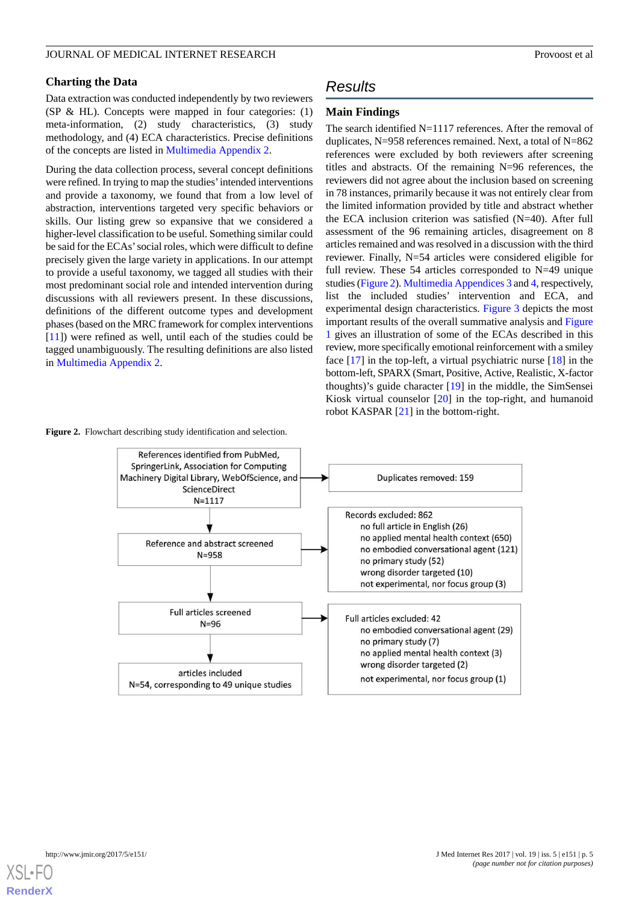### Charting the Data

Data extraction was conducted independently by two reviewers (SP & HL). Concepts were mapped in four categories: (1) meta-information, (2) study characteristics, (3) study methodology, and (4) ECA characteristics. Precise definitions of the concepts are listed in Multimedia Appendix 2.

During the data collection process, several concept definitions were refined. In trying to map the studies' intended interventions and provide a taxonomy, we found that from a low level of abstraction, interventions targeted very specific behaviors or skills. Our listing grew so expansive that we considered a higher-level classification to be useful. Something similar could be said for the ECAs' social roles, which were difficult to define precisely given the large variety in applications. In our attempt to provide a useful taxonomy, we tagged all studies with their most predominant social role and intended intervention during discussions with all reviewers present. In these discussions, definitions of the different outcome types and development phases (based on the MRC framework for complex interventions [11]) were refined as well, until each of the studies could be tagged unambiguously. The resulting definitions are also listed in Multimedia Appendix 2.

## Results

### Main Findings

The search identified N=1117 references. After the removal of duplicates, N=958 references remained. Next, a total of N=862 references were excluded by both reviewers after screening titles and abstracts. Of the remaining N=96 references, the reviewers did not agree about the inclusion based on screening in 78 instances, primarily because it was not entirely clear from the limited information provided by title and abstract whether the ECA inclusion criterion was satisfied (N=40). After full assessment of the 96 remaining articles, disagreement on 8 articles remained and was resolved in a discussion with the third reviewer. Finally, N=54 articles were considered eligible for full review. These 54 articles corresponded to N=49 unique studies (Figure 2). Multimedia Appendices 3 and 4, respectively, list the included studies' intervention and ECA, and experimental design characteristics. Figure 3 depicts the most important results of the overall summative analysis and Figure 1 gives an illustration of some of the ECAs described in this review, more specifically emotional reinforcement with a smiley face [17] in the top-left, a virtual psychiatric nurse [18] in the bottom-left, SPARX (Smart, Positive, Active, Realistic, X-factor thoughts)'s guide character [19] in the middle, the SimSensei Kiosk virtual counselor [20] in the top-right, and humanoid robot KASPAR [21] in the bottom-right.

**Figure 2.** Flowchart describing study identification and selection.

References identified from PubMed, SpringerLink, Association for Computing Machinery Digital Library, WebOfScience, and ScienceDirect
N=1117

→ Duplicates removed: 159

Reference and abstract screened
N=958

→ Records excluded: 862
- no full article in English (26)
- no applied mental health context (650)
- no embodied conversational agent (121)
- no primary study (52)
- wrong disorder targeted (10)
- not experimental, nor focus group (3)

Full articles screened
N=96

→ Full articles excluded: 42
- no embodied conversational agent (29)
- no primary study (7)
- no applied mental health context (3)
- wrong disorder targeted (2)
- not experimental, nor focus group (1)

articles included
N=54, corresponding to 49 unique studies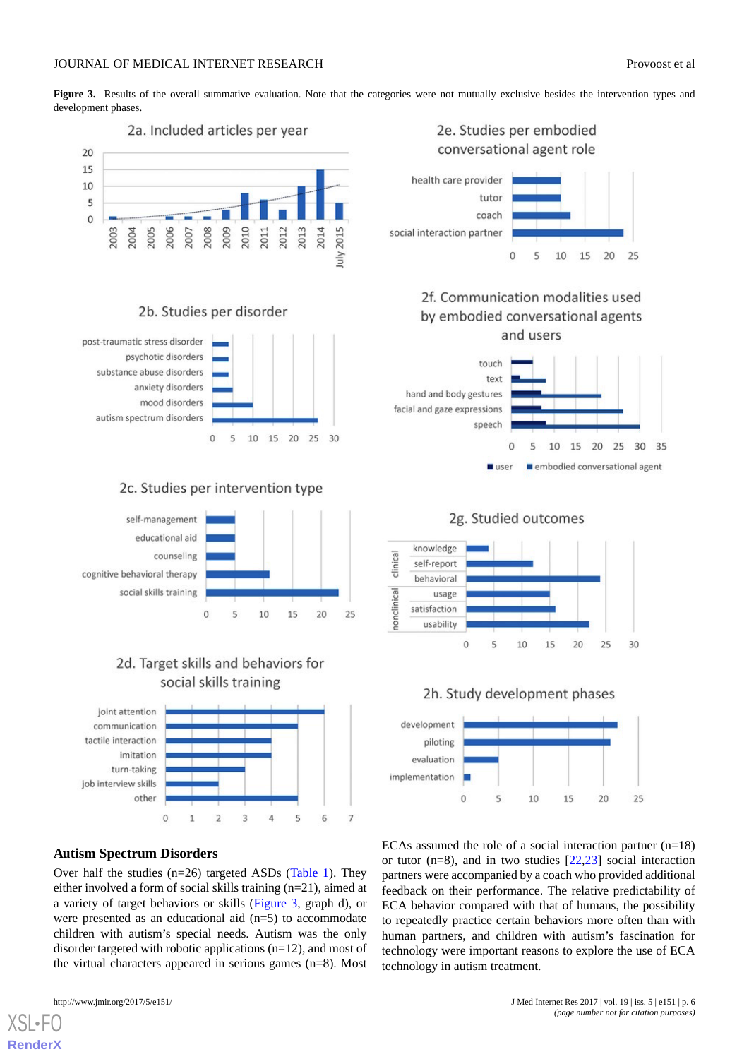**Figure 3.** Results of the overall summative evaluation. Note that the categories were not mutually exclusive besides the intervention types and development phases.

## Autism Spectrum Disorders

Over half the studies (n=26) targeted ASDs (Table 1). They either involved a form of social skills training (n=21), aimed at a variety of target behaviors or skills (Figure 3, graph d), or were presented as an educational aid (n=5) to accommodate children with autism's special needs. Autism was the only disorder targeted with robotic applications (n=12), and most of the virtual characters appeared in serious games (n=8). Most ECAs assumed the role of a social interaction partner (n=18) or tutor (n=8), and in two studies [22,23] social interaction partners were accompanied by a coach who provided additional feedback on their performance. The relative predictability of ECA behavior compared with that of humans, the possibility to repeatedly practice certain behaviors more often than with human partners, and children with autism's fascination for technology were important reasons to explore the use of ECA technology in autism treatment.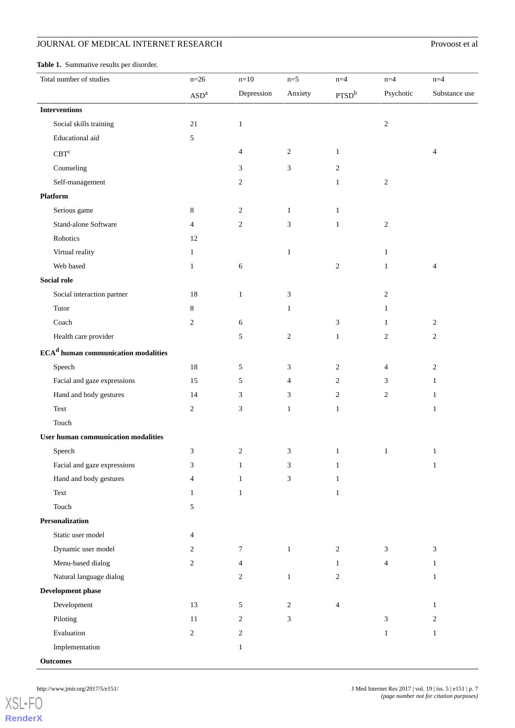**Table 1.** Summative results per disorder.

| Total number of studies | n=26 ASD[a] | n=10 Depression | n=5 Anxiety | n=4 PTSD[b] | n=4 Psychotic | n=4 Substance use |
|---|---|---|---|---|---|---|
| **Interventions** | | | | | | |
| Social skills training | 21 | 1 | | | 2 | |
| Educational aid | 5 | | | | | |
| CBT[c] | | 4 | 2 | 1 | | 4 |
| Counseling | | 3 | 3 | 2 | | |
| Self-management | | 2 | | 1 | 2 | |
| **Platform** | | | | | | |
| Serious game | 8 | 2 | 1 | 1 | | |
| Stand-alone Software | 4 | 2 | 3 | 1 | 2 | |
| Robotics | 12 | | | | | |
| Virtual reality | 1 | | 1 | | 1 | |
| Web based | 1 | 6 | | 2 | 1 | 4 |
| **Social role** | | | | | | |
| Social interaction partner | 18 | 1 | 3 | | 2 | |
| Tutor | 8 | | 1 | | 1 | |
| Coach | 2 | 6 | | 3 | 1 | 2 |
| Health care provider | | 5 | 2 | 1 | 2 | 2 |
| **ECA[d] human communication modalities** | | | | | | |
| Speech | 18 | 5 | 3 | 2 | 4 | 2 |
| Facial and gaze expressions | 15 | 5 | 4 | 2 | 3 | 1 |
| Hand and body gestures | 14 | 3 | 3 | 2 | 2 | 1 |
| Text | 2 | 3 | 1 | 1 | | 1 |
| Touch | | | | | | |
| **User human communication modalities** | | | | | | |
| Speech | 3 | 2 | 3 | 1 | 1 | 1 |
| Facial and gaze expressions | 3 | 1 | 3 | 1 | | 1 |
| Hand and body gestures | 4 | 1 | 3 | 1 | | |
| Text | 1 | 1 | | 1 | | |
| Touch | 5 | | | | | |
| **Personalization** | | | | | | |
| Static user model | 4 | | | | | |
| Dynamic user model | 2 | 7 | 1 | 2 | 3 | 3 |
| Menu-based dialog | 2 | 4 | | 1 | 4 | 1 |
| Natural language dialog | | 2 | 1 | 2 | | 1 |
| **Development phase** | | | | | | |
| Development | 13 | 5 | 2 | 4 | | 1 |
| Piloting | 11 | 2 | 3 | | 3 | 2 |
| Evaluation | 2 | 2 | | | 1 | 1 |
| Implementation | | 1 | | | | |
| **Outcomes** | | | | | | |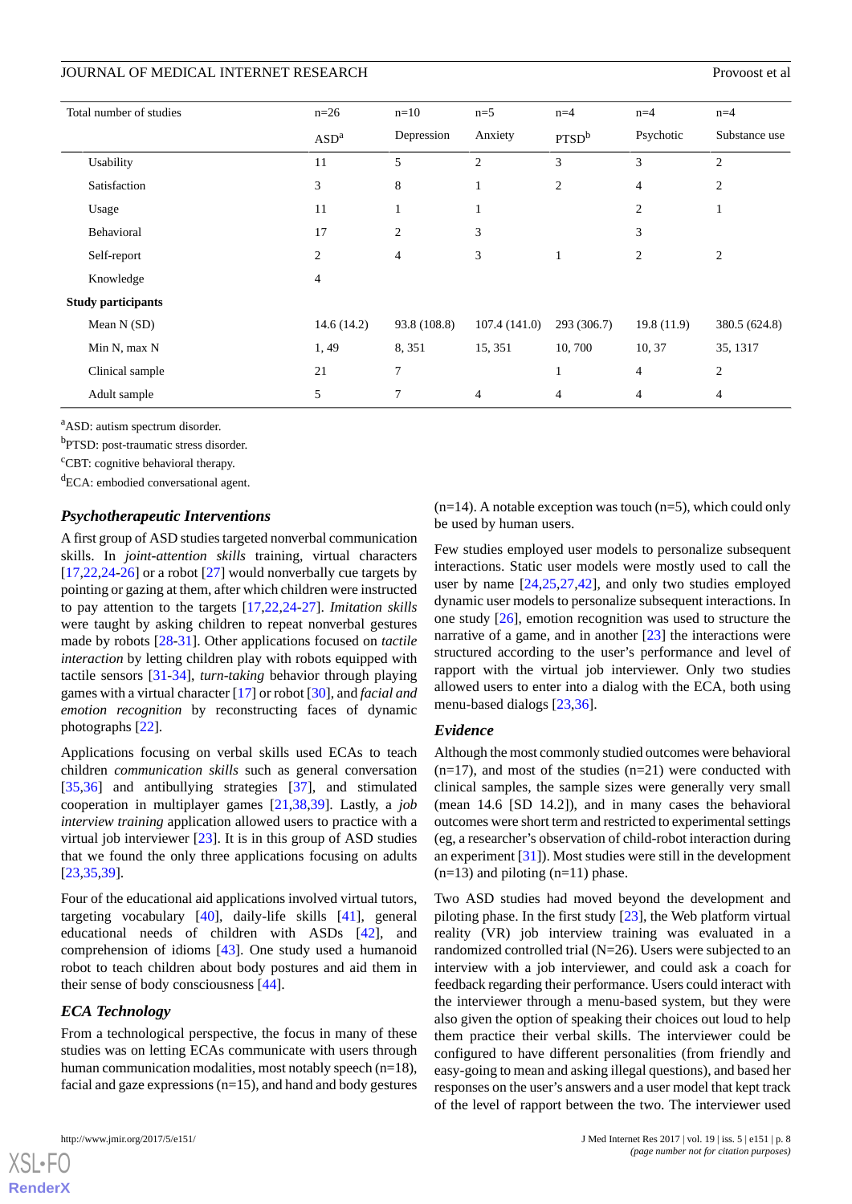| Total number of studies | n=26 ASD[a] | n=10 Depression | n=5 Anxiety | n=4 PTSD[b] | n=4 Psychotic | n=4 Substance use |
|---|---|---|---|---|---|---|
| Usability | 11 | 5 | 2 | 3 | 3 | 2 |
| Satisfaction | 3 | 8 | 1 | 2 | 4 | 2 |
| Usage | 11 | 1 | 1 | | 2 | 1 |
| Behavioral | 17 | 2 | 3 | | 3 | |
| Self-report | 2 | 4 | 3 | 1 | 2 | 2 |
| Knowledge | 4 | | | | | |
| **Study participants** | | | | | | |
| Mean N (SD) | 14.6 (14.2) | 93.8 (108.8) | 107.4 (141.0) | 293 (306.7) | 19.8 (11.9) | 380.5 (624.8) |
| Min N, max N | 1, 49 | 8, 351 | 15, 351 | 10, 700 | 10, 37 | 35, 1317 |
| Clinical sample | 21 | 7 | | 1 | 4 | 2 |
| Adult sample | 5 | 7 | 4 | 4 | 4 | 4 |

[a]ASD: autism spectrum disorder.

[b]PTSD: post-traumatic stress disorder.

[c]CBT: cognitive behavioral therapy.

[d]ECA: embodied conversational agent.

### Psychotherapeutic Interventions

A first group of ASD studies targeted nonverbal communication skills. In *joint-attention skills* training, virtual characters [17,22,24-26] or a robot [27] would nonverbally cue targets by pointing or gazing at them, after which children were instructed to pay attention to the targets [17,22,24-27]. *Imitation skills* were taught by asking children to repeat nonverbal gestures made by robots [28-31]. Other applications focused on *tactile interaction* by letting children play with robots equipped with tactile sensors [31-34], *turn-taking* behavior through playing games with a virtual character [17] or robot [30], and *facial and emotion recognition* by reconstructing faces of dynamic photographs [22].

Applications focusing on verbal skills used ECAs to teach children *communication skills* such as general conversation [35,36] and antibullying strategies [37], and stimulated cooperation in multiplayer games [21,38,39]. Lastly, a *job interview training* application allowed users to practice with a virtual job interviewer [23]. It is in this group of ASD studies that we found the only three applications focusing on adults [23,35,39].

Four of the educational aid applications involved virtual tutors, targeting vocabulary [40], daily-life skills [41], general educational needs of children with ASDs [42], and comprehension of idioms [43]. One study used a humanoid robot to teach children about body postures and aid them in their sense of body consciousness [44].

### ECA Technology

From a technological perspective, the focus in many of these studies was on letting ECAs communicate with users through human communication modalities, most notably speech (n=18), facial and gaze expressions (n=15), and hand and body gestures (n=14). A notable exception was touch (n=5), which could only be used by human users.

Few studies employed user models to personalize subsequent interactions. Static user models were mostly used to call the user by name [24,25,27,42], and only two studies employed dynamic user models to personalize subsequent interactions. In one study [26], emotion recognition was used to structure the narrative of a game, and in another [23] the interactions were structured according to the user's performance and level of rapport with the virtual job interviewer. Only two studies allowed users to enter into a dialog with the ECA, both using menu-based dialogs [23,36].

### Evidence

Although the most commonly studied outcomes were behavioral (n=17), and most of the studies (n=21) were conducted with clinical samples, the sample sizes were generally very small (mean 14.6 [SD 14.2]), and in many cases the behavioral outcomes were short term and restricted to experimental settings (eg, a researcher's observation of child-robot interaction during an experiment [31]). Most studies were still in the development (n=13) and piloting (n=11) phase.

Two ASD studies had moved beyond the development and piloting phase. In the first study [23], the Web platform virtual reality (VR) job interview training was evaluated in a randomized controlled trial (N=26). Users were subjected to an interview with a job interviewer, and could ask a coach for feedback regarding their performance. Users could interact with the interviewer through a menu-based system, but they were also given the option of speaking their choices out loud to help them practice their verbal skills. The interviewer could be configured to have different personalities (from friendly and easy-going to mean and asking illegal questions), and based her responses on the user's answers and a user model that kept track of the level of rapport between the two. The interviewer used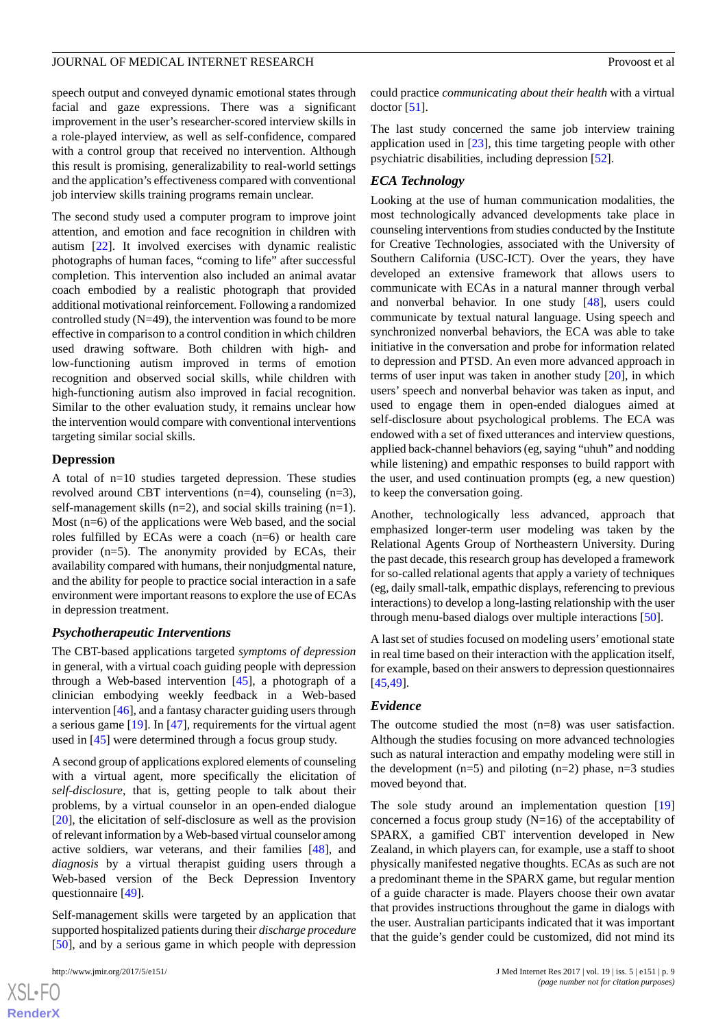speech output and conveyed dynamic emotional states through facial and gaze expressions. There was a significant improvement in the user's researcher-scored interview skills in a role-played interview, as well as self-confidence, compared with a control group that received no intervention. Although this result is promising, generalizability to real-world settings and the application's effectiveness compared with conventional job interview skills training programs remain unclear.

The second study used a computer program to improve joint attention, and emotion and face recognition in children with autism [22]. It involved exercises with dynamic realistic photographs of human faces, "coming to life" after successful completion. This intervention also included an animal avatar coach embodied by a realistic photograph that provided additional motivational reinforcement. Following a randomized controlled study (N=49), the intervention was found to be more effective in comparison to a control condition in which children used drawing software. Both children with high- and low-functioning autism improved in terms of emotion recognition and observed social skills, while children with high-functioning autism also improved in facial recognition. Similar to the other evaluation study, it remains unclear how the intervention would compare with conventional interventions targeting similar social skills.

### Depression

A total of n=10 studies targeted depression. These studies revolved around CBT interventions (n=4), counseling (n=3), self-management skills (n=2), and social skills training (n=1). Most (n=6) of the applications were Web based, and the social roles fulfilled by ECAs were a coach (n=6) or health care provider (n=5). The anonymity provided by ECAs, their availability compared with humans, their nonjudgmental nature, and the ability for people to practice social interaction in a safe environment were important reasons to explore the use of ECAs in depression treatment.

#### *Psychotherapeutic Interventions*

The CBT-based applications targeted *symptoms of depression* in general, with a virtual coach guiding people with depression through a Web-based intervention [45], a photograph of a clinician embodying weekly feedback in a Web-based intervention [46], and a fantasy character guiding users through a serious game [19]. In [47], requirements for the virtual agent used in [45] were determined through a focus group study.

A second group of applications explored elements of counseling with a virtual agent, more specifically the elicitation of *self-disclosure*, that is, getting people to talk about their problems, by a virtual counselor in an open-ended dialogue [20], the elicitation of self-disclosure as well as the provision of relevant information by a Web-based virtual counselor among active soldiers, war veterans, and their families [48], and *diagnosis* by a virtual therapist guiding users through a Web-based version of the Beck Depression Inventory questionnaire [49].

Self-management skills were targeted by an application that supported hospitalized patients during their *discharge procedure* [50], and by a serious game in which people with depression could practice *communicating about their health* with a virtual doctor [51].

The last study concerned the same job interview training application used in [23], this time targeting people with other psychiatric disabilities, including depression [52].

#### *ECA Technology*

Looking at the use of human communication modalities, the most technologically advanced developments take place in counseling interventions from studies conducted by the Institute for Creative Technologies, associated with the University of Southern California (USC-ICT). Over the years, they have developed an extensive framework that allows users to communicate with ECAs in a natural manner through verbal and nonverbal behavior. In one study [48], users could communicate by textual natural language. Using speech and synchronized nonverbal behaviors, the ECA was able to take initiative in the conversation and probe for information related to depression and PTSD. An even more advanced approach in terms of user input was taken in another study [20], in which users' speech and nonverbal behavior was taken as input, and used to engage them in open-ended dialogues aimed at self-disclosure about psychological problems. The ECA was endowed with a set of fixed utterances and interview questions, applied back-channel behaviors (eg, saying "uhuh" and nodding while listening) and empathic responses to build rapport with the user, and used continuation prompts (eg, a new question) to keep the conversation going.

Another, technologically less advanced, approach that emphasized longer-term user modeling was taken by the Relational Agents Group of Northeastern University. During the past decade, this research group has developed a framework for so-called relational agents that apply a variety of techniques (eg, daily small-talk, empathic displays, referencing to previous interactions) to develop a long-lasting relationship with the user through menu-based dialogs over multiple interactions [50].

A last set of studies focused on modeling users' emotional state in real time based on their interaction with the application itself, for example, based on their answers to depression questionnaires [45,49].

#### *Evidence*

The outcome studied the most (n=8) was user satisfaction. Although the studies focusing on more advanced technologies such as natural interaction and empathy modeling were still in the development (n=5) and piloting (n=2) phase, n=3 studies moved beyond that.

The sole study around an implementation question [19] concerned a focus group study (N=16) of the acceptability of SPARX, a gamified CBT intervention developed in New Zealand, in which players can, for example, use a staff to shoot physically manifested negative thoughts. ECAs as such are not a predominant theme in the SPARX game, but regular mention of a guide character is made. Players choose their own avatar that provides instructions throughout the game in dialogs with the user. Australian participants indicated that it was important that the guide's gender could be customized, did not mind its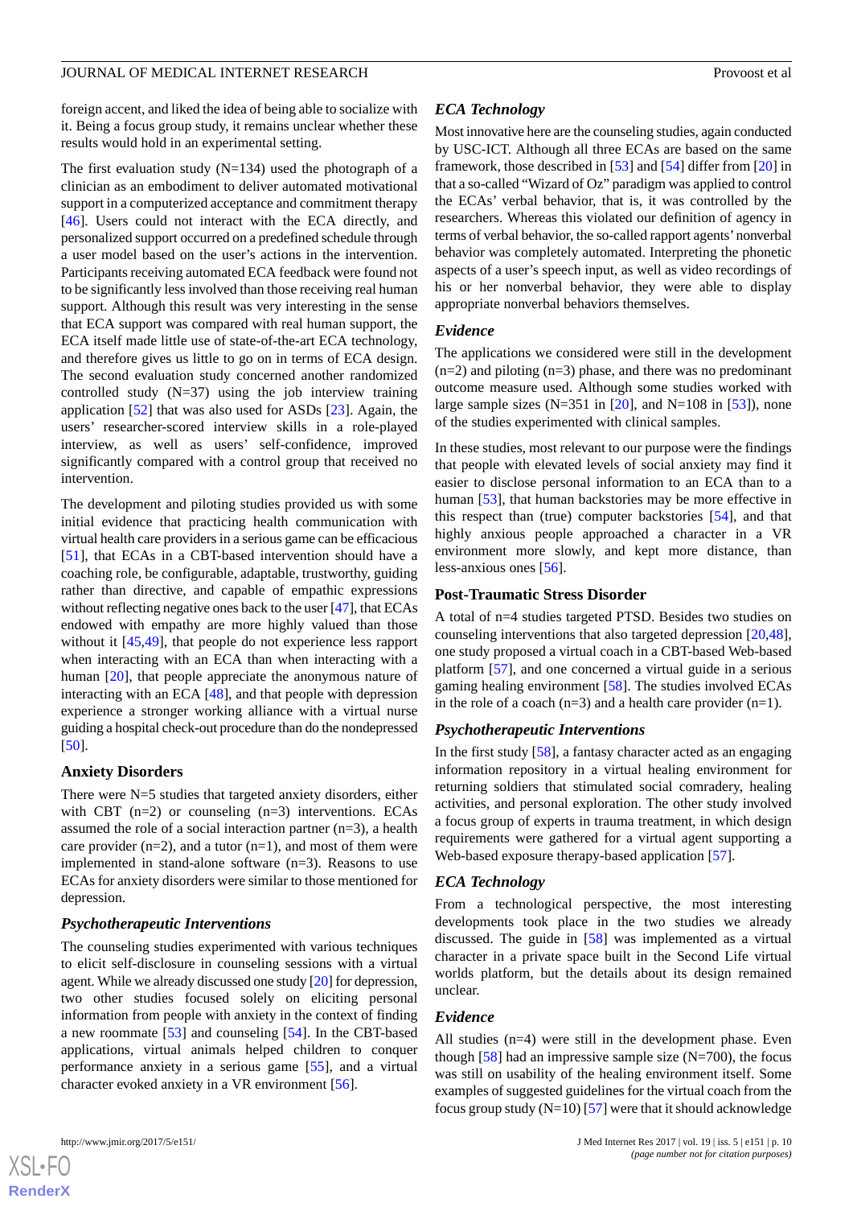foreign accent, and liked the idea of being able to socialize with it. Being a focus group study, it remains unclear whether these results would hold in an experimental setting.

The first evaluation study (N=134) used the photograph of a clinician as an embodiment to deliver automated motivational support in a computerized acceptance and commitment therapy [46]. Users could not interact with the ECA directly, and personalized support occurred on a predefined schedule through a user model based on the user's actions in the intervention. Participants receiving automated ECA feedback were found not to be significantly less involved than those receiving real human support. Although this result was very interesting in the sense that ECA support was compared with real human support, the ECA itself made little use of state-of-the-art ECA technology, and therefore gives us little to go on in terms of ECA design. The second evaluation study concerned another randomized controlled study (N=37) using the job interview training application [52] that was also used for ASDs [23]. Again, the users' researcher-scored interview skills in a role-played interview, as well as users' self-confidence, improved significantly compared with a control group that received no intervention.

The development and piloting studies provided us with some initial evidence that practicing health communication with virtual health care providers in a serious game can be efficacious [51], that ECAs in a CBT-based intervention should have a coaching role, be configurable, adaptable, trustworthy, guiding rather than directive, and capable of empathic expressions without reflecting negative ones back to the user [47], that ECAs endowed with empathy are more highly valued than those without it [45,49], that people do not experience less rapport when interacting with an ECA than when interacting with a human [20], that people appreciate the anonymous nature of interacting with an ECA [48], and that people with depression experience a stronger working alliance with a virtual nurse guiding a hospital check-out procedure than do the nondepressed [50].

## Anxiety Disorders

There were N=5 studies that targeted anxiety disorders, either with CBT (n=2) or counseling (n=3) interventions. ECAs assumed the role of a social interaction partner (n=3), a health care provider (n=2), and a tutor (n=1), and most of them were implemented in stand-alone software (n=3). Reasons to use ECAs for anxiety disorders were similar to those mentioned for depression.

### *Psychotherapeutic Interventions*

The counseling studies experimented with various techniques to elicit self-disclosure in counseling sessions with a virtual agent. While we already discussed one study [20] for depression, two other studies focused solely on eliciting personal information from people with anxiety in the context of finding a new roommate [53] and counseling [54]. In the CBT-based applications, virtual animals helped children to conquer performance anxiety in a serious game [55], and a virtual character evoked anxiety in a VR environment [56].

### *ECA Technology*

Most innovative here are the counseling studies, again conducted by USC-ICT. Although all three ECAs are based on the same framework, those described in [53] and [54] differ from [20] in that a so-called "Wizard of Oz" paradigm was applied to control the ECAs' verbal behavior, that is, it was controlled by the researchers. Whereas this violated our definition of agency in terms of verbal behavior, the so-called rapport agents' nonverbal behavior was completely automated. Interpreting the phonetic aspects of a user's speech input, as well as video recordings of his or her nonverbal behavior, they were able to display appropriate nonverbal behaviors themselves.

### *Evidence*

The applications we considered were still in the development (n=2) and piloting (n=3) phase, and there was no predominant outcome measure used. Although some studies worked with large sample sizes (N=351 in [20], and N=108 in [53]), none of the studies experimented with clinical samples.

In these studies, most relevant to our purpose were the findings that people with elevated levels of social anxiety may find it easier to disclose personal information to an ECA than to a human [53], that human backstories may be more effective in this respect than (true) computer backstories [54], and that highly anxious people approached a character in a VR environment more slowly, and kept more distance, than less-anxious ones [56].

## Post-Traumatic Stress Disorder

A total of n=4 studies targeted PTSD. Besides two studies on counseling interventions that also targeted depression [20,48], one study proposed a virtual coach in a CBT-based Web-based platform [57], and one concerned a virtual guide in a serious gaming healing environment [58]. The studies involved ECAs in the role of a coach (n=3) and a health care provider (n=1).

### *Psychotherapeutic Interventions*

In the first study [58], a fantasy character acted as an engaging information repository in a virtual healing environment for returning soldiers that stimulated social comradery, healing activities, and personal exploration. The other study involved a focus group of experts in trauma treatment, in which design requirements were gathered for a virtual agent supporting a Web-based exposure therapy-based application [57].

### *ECA Technology*

From a technological perspective, the most interesting developments took place in the two studies we already discussed. The guide in [58] was implemented as a virtual character in a private space built in the Second Life virtual worlds platform, but the details about its design remained unclear.

### *Evidence*

All studies (n=4) were still in the development phase. Even though [58] had an impressive sample size (N=700), the focus was still on usability of the healing environment itself. Some examples of suggested guidelines for the virtual coach from the focus group study (N=10) [57] were that it should acknowledge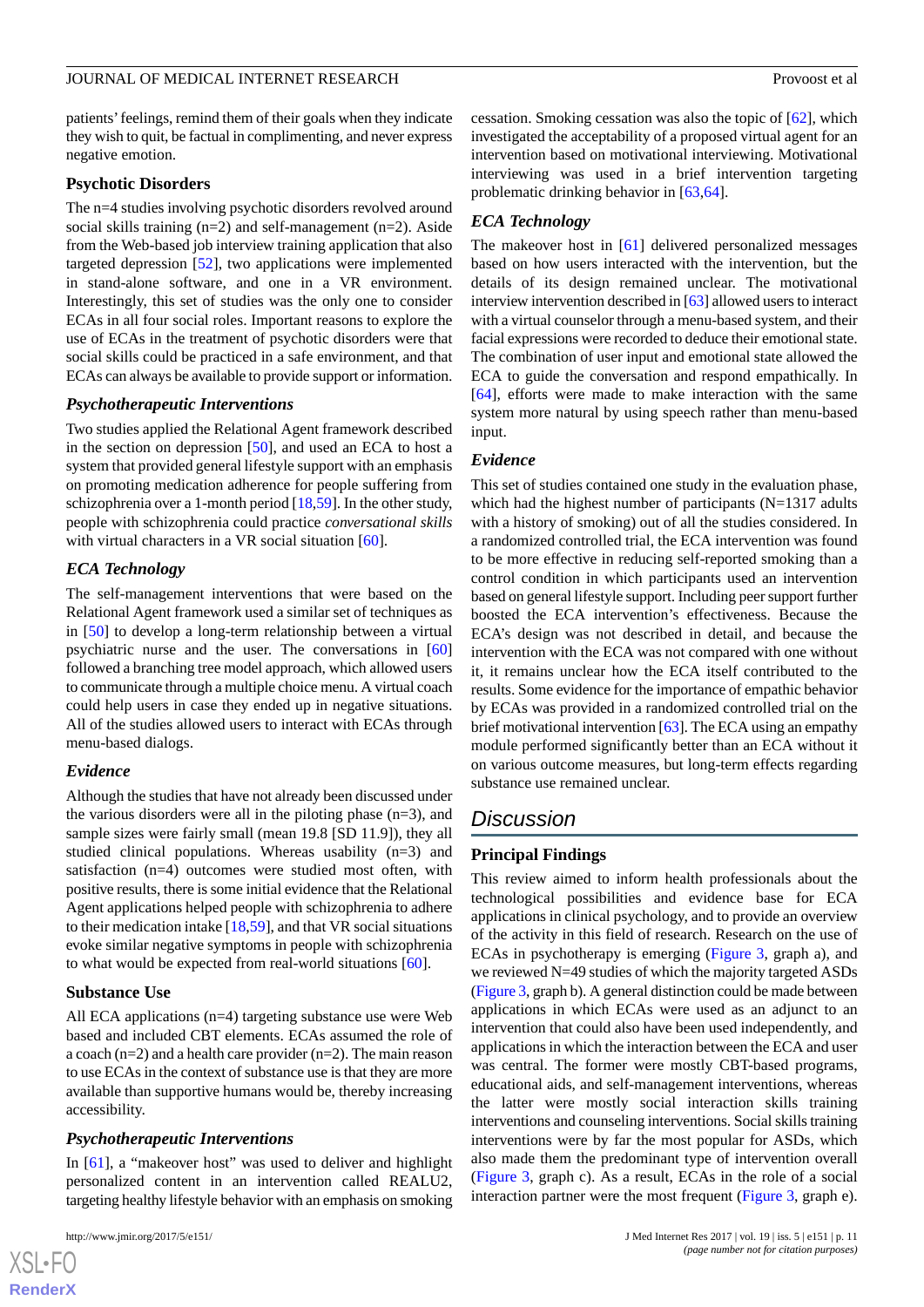patients' feelings, remind them of their goals when they indicate they wish to quit, be factual in complimenting, and never express negative emotion.

### Psychotic Disorders

The n=4 studies involving psychotic disorders revolved around social skills training (n=2) and self-management (n=2). Aside from the Web-based job interview training application that also targeted depression [52], two applications were implemented in stand-alone software, and one in a VR environment. Interestingly, this set of studies was the only one to consider ECAs in all four social roles. Important reasons to explore the use of ECAs in the treatment of psychotic disorders were that social skills could be practiced in a safe environment, and that ECAs can always be available to provide support or information.

#### *Psychotherapeutic Interventions*

Two studies applied the Relational Agent framework described in the section on depression [50], and used an ECA to host a system that provided general lifestyle support with an emphasis on promoting medication adherence for people suffering from schizophrenia over a 1-month period [18,59]. In the other study, people with schizophrenia could practice *conversational skills* with virtual characters in a VR social situation [60].

#### *ECA Technology*

The self-management interventions that were based on the Relational Agent framework used a similar set of techniques as in [50] to develop a long-term relationship between a virtual psychiatric nurse and the user. The conversations in [60] followed a branching tree model approach, which allowed users to communicate through a multiple choice menu. A virtual coach could help users in case they ended up in negative situations. All of the studies allowed users to interact with ECAs through menu-based dialogs.

#### *Evidence*

Although the studies that have not already been discussed under the various disorders were all in the piloting phase (n=3), and sample sizes were fairly small (mean 19.8 [SD 11.9]), they all studied clinical populations. Whereas usability (n=3) and satisfaction (n=4) outcomes were studied most often, with positive results, there is some initial evidence that the Relational Agent applications helped people with schizophrenia to adhere to their medication intake [18,59], and that VR social situations evoke similar negative symptoms in people with schizophrenia to what would be expected from real-world situations [60].

### Substance Use

All ECA applications (n=4) targeting substance use were Web based and included CBT elements. ECAs assumed the role of a coach (n=2) and a health care provider (n=2). The main reason to use ECAs in the context of substance use is that they are more available than supportive humans would be, thereby increasing accessibility.

#### *Psychotherapeutic Interventions*

In [61], a "makeover host" was used to deliver and highlight personalized content in an intervention called REALU2, targeting healthy lifestyle behavior with an emphasis on smoking cessation. Smoking cessation was also the topic of [62], which investigated the acceptability of a proposed virtual agent for an intervention based on motivational interviewing. Motivational interviewing was used in a brief intervention targeting problematic drinking behavior in [63,64].

#### *ECA Technology*

The makeover host in [61] delivered personalized messages based on how users interacted with the intervention, but the details of its design remained unclear. The motivational interview intervention described in [63] allowed users to interact with a virtual counselor through a menu-based system, and their facial expressions were recorded to deduce their emotional state. The combination of user input and emotional state allowed the ECA to guide the conversation and respond empathically. In [64], efforts were made to make interaction with the same system more natural by using speech rather than menu-based input.

#### *Evidence*

This set of studies contained one study in the evaluation phase, which had the highest number of participants (N=1317 adults with a history of smoking) out of all the studies considered. In a randomized controlled trial, the ECA intervention was found to be more effective in reducing self-reported smoking than a control condition in which participants used an intervention based on general lifestyle support. Including peer support further boosted the ECA intervention's effectiveness. Because the ECA's design was not described in detail, and because the intervention with the ECA was not compared with one without it, it remains unclear how the ECA itself contributed to the results. Some evidence for the importance of empathic behavior by ECAs was provided in a randomized controlled trial on the brief motivational intervention [63]. The ECA using an empathy module performed significantly better than an ECA without it on various outcome measures, but long-term effects regarding substance use remained unclear.

## Discussion

### Principal Findings

This review aimed to inform health professionals about the technological possibilities and evidence base for ECA applications in clinical psychology, and to provide an overview of the activity in this field of research. Research on the use of ECAs in psychotherapy is emerging (Figure 3, graph a), and we reviewed N=49 studies of which the majority targeted ASDs (Figure 3, graph b). A general distinction could be made between applications in which ECAs were used as an adjunct to an intervention that could also have been used independently, and applications in which the interaction between the ECA and user was central. The former were mostly CBT-based programs, educational aids, and self-management interventions, whereas the latter were mostly social interaction skills training interventions and counseling interventions. Social skills training interventions were by far the most popular for ASDs, which also made them the predominant type of intervention overall (Figure 3, graph c). As a result, ECAs in the role of a social interaction partner were the most frequent (Figure 3, graph e).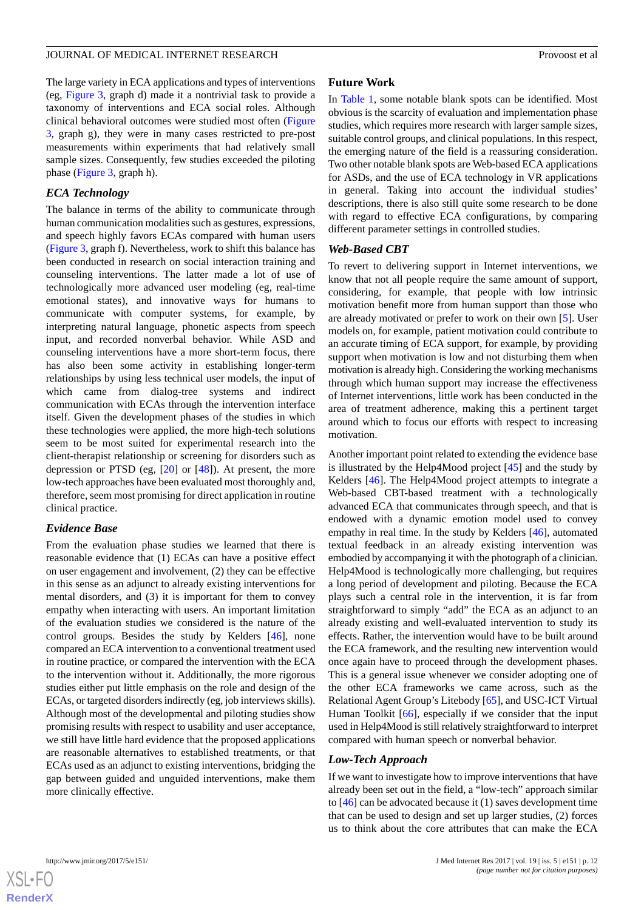The large variety in ECA applications and types of interventions (eg, Figure 3, graph d) made it a nontrivial task to provide a taxonomy of interventions and ECA social roles. Although clinical behavioral outcomes were studied most often (Figure 3, graph g), they were in many cases restricted to pre-post measurements within experiments that had relatively small sample sizes. Consequently, few studies exceeded the piloting phase (Figure 3, graph h).

### *ECA Technology*

The balance in terms of the ability to communicate through human communication modalities such as gestures, expressions, and speech highly favors ECAs compared with human users (Figure 3, graph f). Nevertheless, work to shift this balance has been conducted in research on social interaction training and counseling interventions. The latter made a lot of use of technologically more advanced user modeling (eg, real-time emotional states), and innovative ways for humans to communicate with computer systems, for example, by interpreting natural language, phonetic aspects from speech input, and recorded nonverbal behavior. While ASD and counseling interventions have a more short-term focus, there has also been some activity in establishing longer-term relationships by using less technical user models, the input of which came from dialog-tree systems and indirect communication with ECAs through the intervention interface itself. Given the development phases of the studies in which these technologies were applied, the more high-tech solutions seem to be most suited for experimental research into the client-therapist relationship or screening for disorders such as depression or PTSD (eg, [20] or [48]). At present, the more low-tech approaches have been evaluated most thoroughly and, therefore, seem most promising for direct application in routine clinical practice.

### *Evidence Base*

From the evaluation phase studies we learned that there is reasonable evidence that (1) ECAs can have a positive effect on user engagement and involvement, (2) they can be effective in this sense as an adjunct to already existing interventions for mental disorders, and (3) it is important for them to convey empathy when interacting with users. An important limitation of the evaluation studies we considered is the nature of the control groups. Besides the study by Kelders [46], none compared an ECA intervention to a conventional treatment used in routine practice, or compared the intervention with the ECA to the intervention without it. Additionally, the more rigorous studies either put little emphasis on the role and design of the ECAs, or targeted disorders indirectly (eg, job interviews skills). Although most of the developmental and piloting studies show promising results with respect to usability and user acceptance, we still have little hard evidence that the proposed applications are reasonable alternatives to established treatments, or that ECAs used as an adjunct to existing interventions, bridging the gap between guided and unguided interventions, make them more clinically effective.

## Future Work

In Table 1, some notable blank spots can be identified. Most obvious is the scarcity of evaluation and implementation phase studies, which requires more research with larger sample sizes, suitable control groups, and clinical populations. In this respect, the emerging nature of the field is a reassuring consideration. Two other notable blank spots are Web-based ECA applications for ASDs, and the use of ECA technology in VR applications in general. Taking into account the individual studies' descriptions, there is also still quite some research to be done with regard to effective ECA configurations, by comparing different parameter settings in controlled studies.

### *Web-Based CBT*

To revert to delivering support in Internet interventions, we know that not all people require the same amount of support, considering, for example, that people with low intrinsic motivation benefit more from human support than those who are already motivated or prefer to work on their own [5]. User models on, for example, patient motivation could contribute to an accurate timing of ECA support, for example, by providing support when motivation is low and not disturbing them when motivation is already high. Considering the working mechanisms through which human support may increase the effectiveness of Internet interventions, little work has been conducted in the area of treatment adherence, making this a pertinent target around which to focus our efforts with respect to increasing motivation.

Another important point related to extending the evidence base is illustrated by the Help4Mood project [45] and the study by Kelders [46]. The Help4Mood project attempts to integrate a Web-based CBT-based treatment with a technologically advanced ECA that communicates through speech, and that is endowed with a dynamic emotion model used to convey empathy in real time. In the study by Kelders [46], automated textual feedback in an already existing intervention was embodied by accompanying it with the photograph of a clinician. Help4Mood is technologically more challenging, but requires a long period of development and piloting. Because the ECA plays such a central role in the intervention, it is far from straightforward to simply "add" the ECA as an adjunct to an already existing and well-evaluated intervention to study its effects. Rather, the intervention would have to be built around the ECA framework, and the resulting new intervention would once again have to proceed through the development phases. This is a general issue whenever we consider adopting one of the other ECA frameworks we came across, such as the Relational Agent Group's Litebody [65], and USC-ICT Virtual Human Toolkit [66], especially if we consider that the input used in Help4Mood is still relatively straightforward to interpret compared with human speech or nonverbal behavior.

### *Low-Tech Approach*

If we want to investigate how to improve interventions that have already been set out in the field, a "low-tech" approach similar to [46] can be advocated because it (1) saves development time that can be used to design and set up larger studies, (2) forces us to think about the core attributes that can make the ECA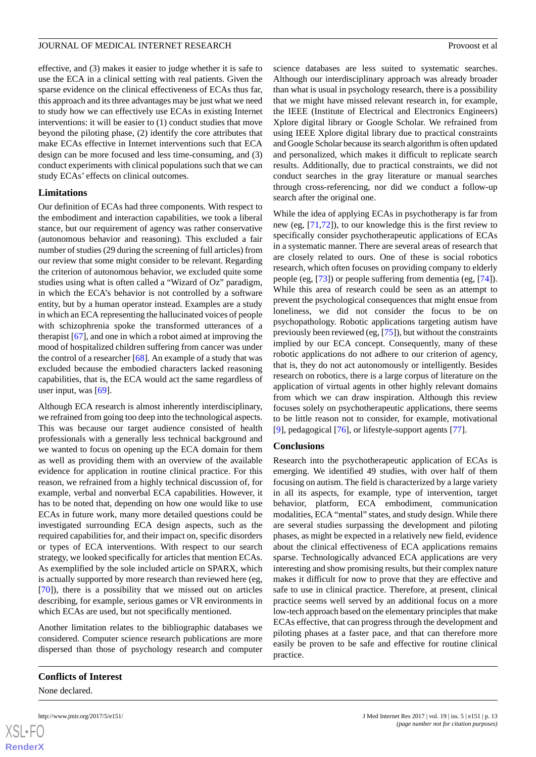effective, and (3) makes it easier to judge whether it is safe to use the ECA in a clinical setting with real patients. Given the sparse evidence on the clinical effectiveness of ECAs thus far, this approach and its three advantages may be just what we need to study how we can effectively use ECAs in existing Internet interventions: it will be easier to (1) conduct studies that move beyond the piloting phase, (2) identify the core attributes that make ECAs effective in Internet interventions such that ECA design can be more focused and less time-consuming, and (3) conduct experiments with clinical populations such that we can study ECAs' effects on clinical outcomes.

### Limitations

Our definition of ECAs had three components. With respect to the embodiment and interaction capabilities, we took a liberal stance, but our requirement of agency was rather conservative (autonomous behavior and reasoning). This excluded a fair number of studies (29 during the screening of full articles) from our review that some might consider to be relevant. Regarding the criterion of autonomous behavior, we excluded quite some studies using what is often called a "Wizard of Oz" paradigm, in which the ECA's behavior is not controlled by a software entity, but by a human operator instead. Examples are a study in which an ECA representing the hallucinated voices of people with schizophrenia spoke the transformed utterances of a therapist [67], and one in which a robot aimed at improving the mood of hospitalized children suffering from cancer was under the control of a researcher [68]. An example of a study that was excluded because the embodied characters lacked reasoning capabilities, that is, the ECA would act the same regardless of user input, was [69].

Although ECA research is almost inherently interdisciplinary, we refrained from going too deep into the technological aspects. This was because our target audience consisted of health professionals with a generally less technical background and we wanted to focus on opening up the ECA domain for them as well as providing them with an overview of the available evidence for application in routine clinical practice. For this reason, we refrained from a highly technical discussion of, for example, verbal and nonverbal ECA capabilities. However, it has to be noted that, depending on how one would like to use ECAs in future work, many more detailed questions could be investigated surrounding ECA design aspects, such as the required capabilities for, and their impact on, specific disorders or types of ECA interventions. With respect to our search strategy, we looked specifically for articles that mention ECAs. As exemplified by the sole included article on SPARX, which is actually supported by more research than reviewed here (eg, [70]), there is a possibility that we missed out on articles describing, for example, serious games or VR environments in which ECAs are used, but not specifically mentioned.

Another limitation relates to the bibliographic databases we considered. Computer science research publications are more dispersed than those of psychology research and computer science databases are less suited to systematic searches. Although our interdisciplinary approach was already broader than what is usual in psychology research, there is a possibility that we might have missed relevant research in, for example, the IEEE (Institute of Electrical and Electronics Engineers) Xplore digital library or Google Scholar. We refrained from using IEEE Xplore digital library due to practical constraints and Google Scholar because its search algorithm is often updated and personalized, which makes it difficult to replicate search results. Additionally, due to practical constraints, we did not conduct searches in the gray literature or manual searches through cross-referencing, nor did we conduct a follow-up search after the original one.

While the idea of applying ECAs in psychotherapy is far from new (eg, [71,72]), to our knowledge this is the first review to specifically consider psychotherapeutic applications of ECAs in a systematic manner. There are several areas of research that are closely related to ours. One of these is social robotics research, which often focuses on providing company to elderly people (eg, [73]) or people suffering from dementia (eg, [74]). While this area of research could be seen as an attempt to prevent the psychological consequences that might ensue from loneliness, we did not consider the focus to be on psychopathology. Robotic applications targeting autism have previously been reviewed (eg, [75]), but without the constraints implied by our ECA concept. Consequently, many of these robotic applications do not adhere to our criterion of agency, that is, they do not act autonomously or intelligently. Besides research on robotics, there is a large corpus of literature on the application of virtual agents in other highly relevant domains from which we can draw inspiration. Although this review focuses solely on psychotherapeutic applications, there seems to be little reason not to consider, for example, motivational [9], pedagogical [76], or lifestyle-support agents [77].

### Conclusions

Research into the psychotherapeutic application of ECAs is emerging. We identified 49 studies, with over half of them focusing on autism. The field is characterized by a large variety in all its aspects, for example, type of intervention, target behavior, platform, ECA embodiment, communication modalities, ECA "mental" states, and study design. While there are several studies surpassing the development and piloting phases, as might be expected in a relatively new field, evidence about the clinical effectiveness of ECA applications remains sparse. Technologically advanced ECA applications are very interesting and show promising results, but their complex nature makes it difficult for now to prove that they are effective and safe to use in clinical practice. Therefore, at present, clinical practice seems well served by an additional focus on a more low-tech approach based on the elementary principles that make ECAs effective, that can progress through the development and piloting phases at a faster pace, and that can therefore more easily be proven to be safe and effective for routine clinical practice.

## Conflicts of Interest

None declared.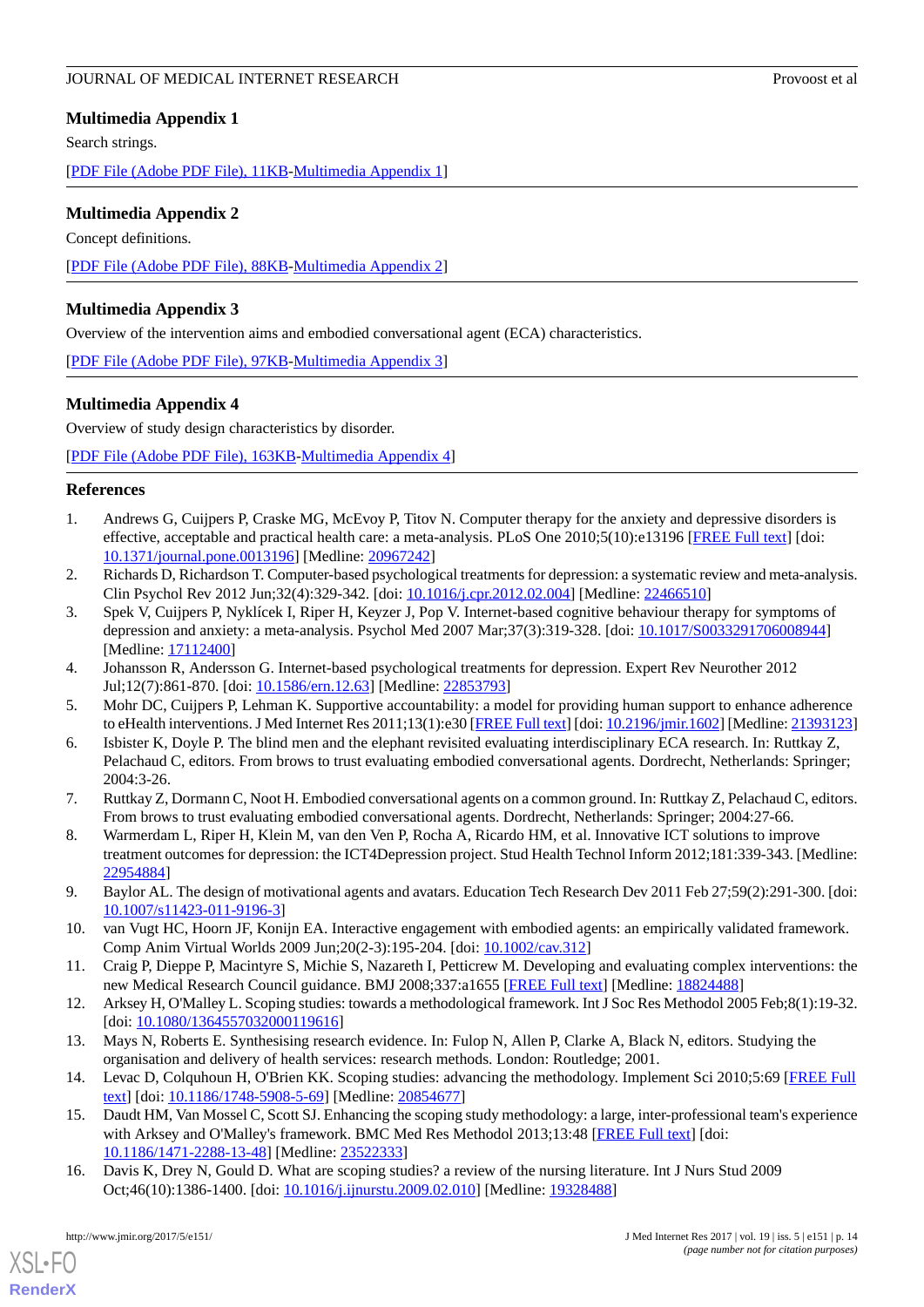## Multimedia Appendix 1

Search strings.

[PDF File (Adobe PDF File), 11KB-Multimedia Appendix 1]

## Multimedia Appendix 2

Concept definitions.

[PDF File (Adobe PDF File), 88KB-Multimedia Appendix 2]

## Multimedia Appendix 3

Overview of the intervention aims and embodied conversational agent (ECA) characteristics.

[PDF File (Adobe PDF File), 97KB-Multimedia Appendix 3]

## Multimedia Appendix 4

Overview of study design characteristics by disorder.

[PDF File (Adobe PDF File), 163KB-Multimedia Appendix 4]

## References

1. Andrews G, Cuijpers P, Craske MG, McEvoy P, Titov N. Computer therapy for the anxiety and depressive disorders is effective, acceptable and practical health care: a meta-analysis. PLoS One 2010;5(10):e13196 [FREE Full text] [doi: 10.1371/journal.pone.0013196] [Medline: 20967242]
2. Richards D, Richardson T. Computer-based psychological treatments for depression: a systematic review and meta-analysis. Clin Psychol Rev 2012 Jun;32(4):329-342. [doi: 10.1016/j.cpr.2012.02.004] [Medline: 22466510]
3. Spek V, Cuijpers P, Nyklícek I, Riper H, Keyzer J, Pop V. Internet-based cognitive behaviour therapy for symptoms of depression and anxiety: a meta-analysis. Psychol Med 2007 Mar;37(3):319-328. [doi: 10.1017/S0033291706008944] [Medline: 17112400]
4. Johansson R, Andersson G. Internet-based psychological treatments for depression. Expert Rev Neurother 2012 Jul;12(7):861-870. [doi: 10.1586/ern.12.63] [Medline: 22853793]
5. Mohr DC, Cuijpers P, Lehman K. Supportive accountability: a model for providing human support to enhance adherence to eHealth interventions. J Med Internet Res 2011;13(1):e30 [FREE Full text] [doi: 10.2196/jmir.1602] [Medline: 21393123]
6. Isbister K, Doyle P. The blind men and the elephant revisited evaluating interdisciplinary ECA research. In: Ruttkay Z, Pelachaud C, editors. From brows to trust evaluating embodied conversational agents. Dordrecht, Netherlands: Springer; 2004:3-26.
7. Ruttkay Z, Dormann C, Noot H. Embodied conversational agents on a common ground. In: Ruttkay Z, Pelachaud C, editors. From brows to trust evaluating embodied conversational agents. Dordrecht, Netherlands: Springer; 2004:27-66.
8. Warmerdam L, Riper H, Klein M, van den Ven P, Rocha A, Ricardo HM, et al. Innovative ICT solutions to improve treatment outcomes for depression: the ICT4Depression project. Stud Health Technol Inform 2012;181:339-343. [Medline: 22954884]
9. Baylor AL. The design of motivational agents and avatars. Education Tech Research Dev 2011 Feb 27;59(2):291-300. [doi: 10.1007/s11423-011-9196-3]
10. van Vugt HC, Hoorn JF, Konijn EA. Interactive engagement with embodied agents: an empirically validated framework. Comp Anim Virtual Worlds 2009 Jun;20(2-3):195-204. [doi: 10.1002/cav.312]
11. Craig P, Dieppe P, Macintyre S, Michie S, Nazareth I, Petticrew M. Developing and evaluating complex interventions: the new Medical Research Council guidance. BMJ 2008;337:a1655 [FREE Full text] [Medline: 18824488]
12. Arksey H, O'Malley L. Scoping studies: towards a methodological framework. Int J Soc Res Methodol 2005 Feb;8(1):19-32. [doi: 10.1080/1364557032000119616]
13. Mays N, Roberts E. Synthesising research evidence. In: Fulop N, Allen P, Clarke A, Black N, editors. Studying the organisation and delivery of health services: research methods. London: Routledge; 2001.
14. Levac D, Colquhoun H, O'Brien KK. Scoping studies: advancing the methodology. Implement Sci 2010;5:69 [FREE Full text] [doi: 10.1186/1748-5908-5-69] [Medline: 20854677]
15. Daudt HM, Van Mossel C, Scott SJ. Enhancing the scoping study methodology: a large, inter-professional team's experience with Arksey and O'Malley's framework. BMC Med Res Methodol 2013;13:48 [FREE Full text] [doi: 10.1186/1471-2288-13-48] [Medline: 23522333]
16. Davis K, Drey N, Gould D. What are scoping studies? a review of the nursing literature. Int J Nurs Stud 2009 Oct;46(10):1386-1400. [doi: 10.1016/j.ijnurstu.2009.02.010] [Medline: 19328488]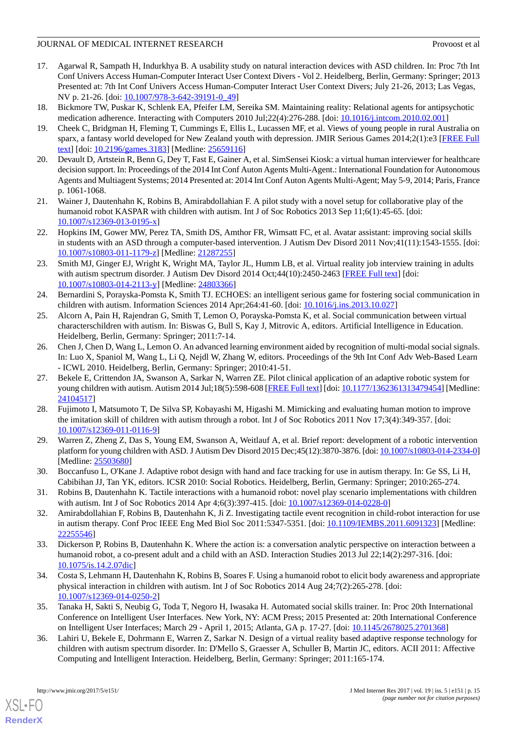17. Agarwal R, Sampath H, Indurkhya B. A usability study on natural interaction devices with ASD children. In: Proc 7th Int Conf Univers Access Human-Computer Interact User Context Divers - Vol 2. Heidelberg, Berlin, Germany: Springer; 2013 Presented at: 7th Int Conf Univers Access Human-Computer Interact User Context Divers; July 21-26, 2013; Las Vegas, NV p. 21-26. [doi: 10.1007/978-3-642-39191-0_49]
18. Bickmore TW, Puskar K, Schlenk EA, Pfeifer LM, Sereika SM. Maintaining reality: Relational agents for antipsychotic medication adherence. Interacting with Computers 2010 Jul;22(4):276-288. [doi: 10.1016/j.intcom.2010.02.001]
19. Cheek C, Bridgman H, Fleming T, Cummings E, Ellis L, Lucassen MF, et al. Views of young people in rural Australia on sparx, a fantasy world developed for New Zealand youth with depression. JMIR Serious Games 2014;2(1):e3 [FREE Full text] [doi: 10.2196/games.3183] [Medline: 25659116]
20. Devault D, Artstein R, Benn G, Dey T, Fast E, Gainer A, et al. SimSensei Kiosk: a virtual human interviewer for healthcare decision support. In: Proceedings of the 2014 Int Conf Auton Agents Multi-Agent.: International Foundation for Autonomous Agents and Multiagent Systems; 2014 Presented at: 2014 Int Conf Auton Agents Multi-Agent; May 5-9, 2014; Paris, France p. 1061-1068.
21. Wainer J, Dautenhahn K, Robins B, Amirabdollahian F. A pilot study with a novel setup for collaborative play of the humanoid robot KASPAR with children with autism. Int J of Soc Robotics 2013 Sep 11;6(1):45-65. [doi: 10.1007/s12369-013-0195-x]
22. Hopkins IM, Gower MW, Perez TA, Smith DS, Amthor FR, Wimsatt FC, et al. Avatar assistant: improving social skills in students with an ASD through a computer-based intervention. J Autism Dev Disord 2011 Nov;41(11):1543-1555. [doi: 10.1007/s10803-011-1179-z] [Medline: 21287255]
23. Smith MJ, Ginger EJ, Wright K, Wright MA, Taylor JL, Humm LB, et al. Virtual reality job interview training in adults with autism spectrum disorder. J Autism Dev Disord 2014 Oct;44(10):2450-2463 [FREE Full text] [doi: 10.1007/s10803-014-2113-y] [Medline: 24803366]
24. Bernardini S, Porayska-Pomsta K, Smith TJ. ECHOES: an intelligent serious game for fostering social communication in children with autism. Information Sciences 2014 Apr;264:41-60. [doi: 10.1016/j.ins.2013.10.027]
25. Alcorn A, Pain H, Rajendran G, Smith T, Lemon O, Porayska-Pomsta K, et al. Social communication between virtual characterschildren with autism. In: Biswas G, Bull S, Kay J, Mitrovic A, editors. Artificial Intelligence in Education. Heidelberg, Berlin, Germany: Springer; 2011:7-14.
26. Chen J, Chen D, Wang L, Lemon O. An advanced learning environment aided by recognition of multi-modal social signals. In: Luo X, Spaniol M, Wang L, Li Q, Nejdl W, Zhang W, editors. Proceedings of the 9th Int Conf Adv Web-Based Learn - ICWL 2010. Heidelberg, Berlin, Germany: Springer; 2010:41-51.
27. Bekele E, Crittendon JA, Swanson A, Sarkar N, Warren ZE. Pilot clinical application of an adaptive robotic system for young children with autism. Autism 2014 Jul;18(5):598-608 [FREE Full text] [doi: 10.1177/1362361313479454] [Medline: 24104517]
28. Fujimoto I, Matsumoto T, De Silva SP, Kobayashi M, Higashi M. Mimicking and evaluating human motion to improve the imitation skill of children with autism through a robot. Int J of Soc Robotics 2011 Nov 17;3(4):349-357. [doi: 10.1007/s12369-011-0116-9]
29. Warren Z, Zheng Z, Das S, Young EM, Swanson A, Weitlauf A, et al. Brief report: development of a robotic intervention platform for young children with ASD. J Autism Dev Disord 2015 Dec;45(12):3870-3876. [doi: 10.1007/s10803-014-2334-0] [Medline: 25503680]
30. Boccanfuso L, O'Kane J. Adaptive robot design with hand and face tracking for use in autism therapy. In: Ge SS, Li H, Cabibihan JJ, Tan YK, editors. ICSR 2010: Social Robotics. Heidelberg, Berlin, Germany: Springer; 2010:265-274.
31. Robins B, Dautenhahn K. Tactile interactions with a humanoid robot: novel play scenario implementations with children with autism. Int J of Soc Robotics 2014 Apr 4;6(3):397-415. [doi: 10.1007/s12369-014-0228-0]
32. Amirabdollahian F, Robins B, Dautenhahn K, Ji Z. Investigating tactile event recognition in child-robot interaction for use in autism therapy. Conf Proc IEEE Eng Med Biol Soc 2011:5347-5351. [doi: 10.1109/IEMBS.2011.6091323] [Medline: 22255546]
33. Dickerson P, Robins B, Dautenhahn K. Where the action is: a conversation analytic perspective on interaction between a humanoid robot, a co-present adult and a child with an ASD. Interaction Studies 2013 Jul 22;14(2):297-316. [doi: 10.1075/is.14.2.07dic]
34. Costa S, Lehmann H, Dautenhahn K, Robins B, Soares F. Using a humanoid robot to elicit body awareness and appropriate physical interaction in children with autism. Int J of Soc Robotics 2014 Aug 24;7(2):265-278. [doi: 10.1007/s12369-014-0250-2]
35. Tanaka H, Sakti S, Neubig G, Toda T, Negoro H, Iwasaka H. Automated social skills trainer. In: Proc 20th International Conference on Intelligent User Interfaces. New York, NY: ACM Press; 2015 Presented at: 20th International Conference on Intelligent User Interfaces; March 29 - April 1, 2015; Atlanta, GA p. 17-27. [doi: 10.1145/2678025.2701368]
36. Lahiri U, Bekele E, Dohrmann E, Warren Z, Sarkar N. Design of a virtual reality based adaptive response technology for children with autism spectrum disorder. In: D'Mello S, Graesser A, Schuller B, Martin JC, editors. ACII 2011: Affective Computing and Intelligent Interaction. Heidelberg, Berlin, Germany: Springer; 2011:165-174.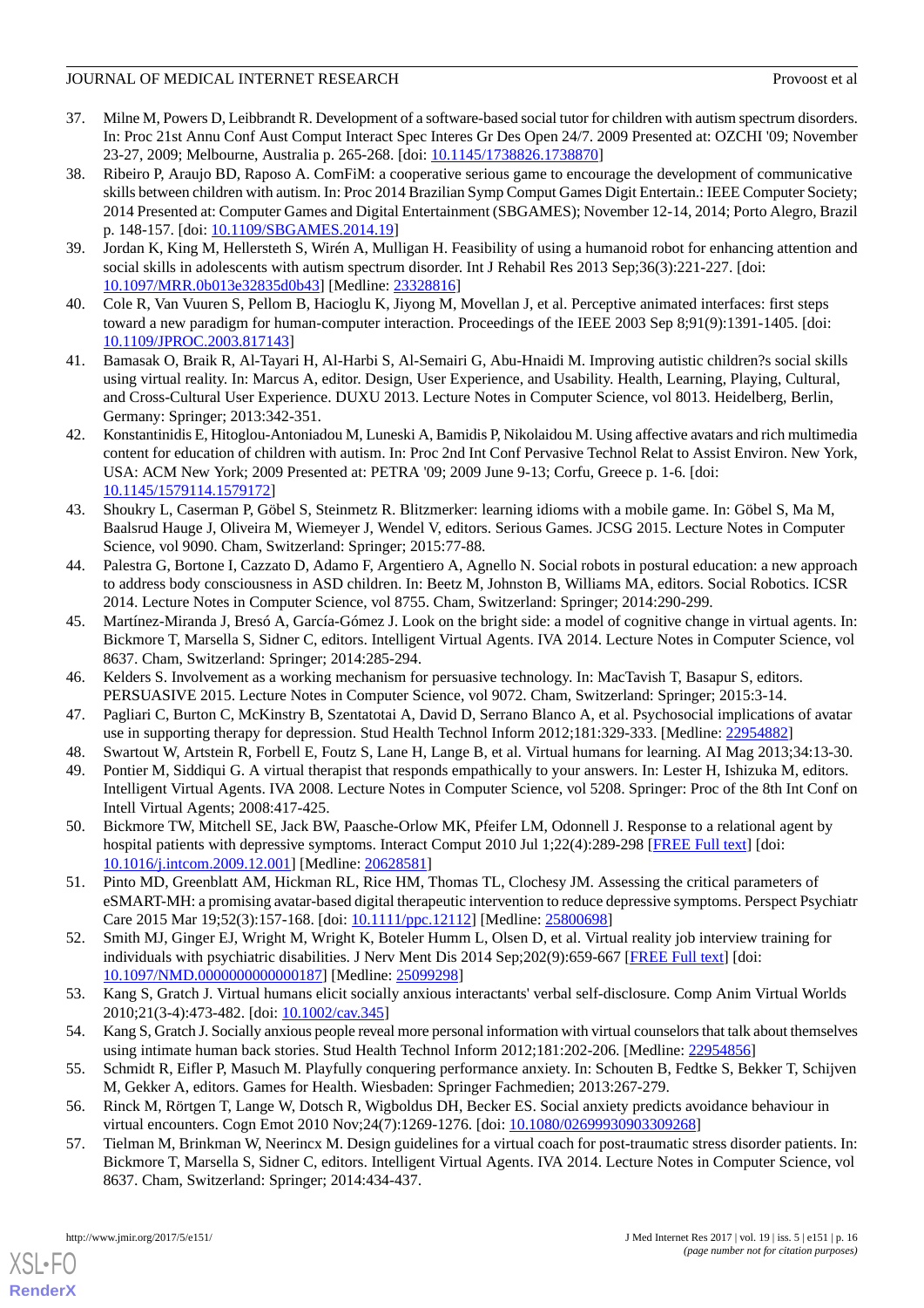37. Milne M, Powers D, Leibbrandt R. Development of a software-based social tutor for children with autism spectrum disorders. In: Proc 21st Annu Conf Aust Comput Interact Spec Interes Gr Des Open 24/7. 2009 Presented at: OZCHI '09; November 23-27, 2009; Melbourne, Australia p. 265-268. [doi: 10.1145/1738826.1738870]
38. Ribeiro P, Araujo BD, Raposo A. ComFiM: a cooperative serious game to encourage the development of communicative skills between children with autism. In: Proc 2014 Brazilian Symp Comput Games Digit Entertain.: IEEE Computer Society; 2014 Presented at: Computer Games and Digital Entertainment (SBGAMES); November 12-14, 2014; Porto Alegro, Brazil p. 148-157. [doi: 10.1109/SBGAMES.2014.19]
39. Jordan K, King M, Hellersteth S, Wirén A, Mulligan H. Feasibility of using a humanoid robot for enhancing attention and social skills in adolescents with autism spectrum disorder. Int J Rehabil Res 2013 Sep;36(3):221-227. [doi: 10.1097/MRR.0b013e32835d0b43] [Medline: 23328816]
40. Cole R, Van Vuuren S, Pellom B, Hacioglu K, Jiyong M, Movellan J, et al. Perceptive animated interfaces: first steps toward a new paradigm for human-computer interaction. Proceedings of the IEEE 2003 Sep 8;91(9):1391-1405. [doi: 10.1109/JPROC.2003.817143]
41. Bamasak O, Braik R, Al-Tayari H, Al-Harbi S, Al-Semairi G, Abu-Hnaidi M. Improving autistic children?s social skills using virtual reality. In: Marcus A, editor. Design, User Experience, and Usability. Health, Learning, Playing, Cultural, and Cross-Cultural User Experience. DUXU 2013. Lecture Notes in Computer Science, vol 8013. Heidelberg, Berlin, Germany: Springer; 2013:342-351.
42. Konstantinidis E, Hitoglou-Antoniadou M, Luneski A, Bamidis P, Nikolaidou M. Using affective avatars and rich multimedia content for education of children with autism. In: Proc 2nd Int Conf Pervasive Technol Relat to Assist Environ. New York, USA: ACM New York; 2009 Presented at: PETRA '09; 2009 June 9-13; Corfu, Greece p. 1-6. [doi: 10.1145/1579114.1579172]
43. Shoukry L, Caserman P, Göbel S, Steinmetz R. Blitzmerker: learning idioms with a mobile game. In: Göbel S, Ma M, Baalsrud Hauge J, Oliveira M, Wiemeyer J, Wendel V, editors. Serious Games. JCSG 2015. Lecture Notes in Computer Science, vol 9090. Cham, Switzerland: Springer; 2015:77-88.
44. Palestra G, Bortone I, Cazzato D, Adamo F, Argentiero A, Agnello N. Social robots in postural education: a new approach to address body consciousness in ASD children. In: Beetz M, Johnston B, Williams MA, editors. Social Robotics. ICSR 2014. Lecture Notes in Computer Science, vol 8755. Cham, Switzerland: Springer; 2014:290-299.
45. Martínez-Miranda J, Bresó A, García-Gómez J. Look on the bright side: a model of cognitive change in virtual agents. In: Bickmore T, Marsella S, Sidner C, editors. Intelligent Virtual Agents. IVA 2014. Lecture Notes in Computer Science, vol 8637. Cham, Switzerland: Springer; 2014:285-294.
46. Kelders S. Involvement as a working mechanism for persuasive technology. In: MacTavish T, Basapur S, editors. PERSUASIVE 2015. Lecture Notes in Computer Science, vol 9072. Cham, Switzerland: Springer; 2015:3-14.
47. Pagliari C, Burton C, McKinstry B, Szentatotai A, David D, Serrano Blanco A, et al. Psychosocial implications of avatar use in supporting therapy for depression. Stud Health Technol Inform 2012;181:329-333. [Medline: 22954882]
48. Swartout W, Artstein R, Forbell E, Foutz S, Lane H, Lange B, et al. Virtual humans for learning. AI Mag 2013;34:13-30.
49. Pontier M, Siddiqui G. A virtual therapist that responds empathically to your answers. In: Lester H, Ishizuka M, editors. Intelligent Virtual Agents. IVA 2008. Lecture Notes in Computer Science, vol 5208. Springer: Proc of the 8th Int Conf on Intell Virtual Agents; 2008:417-425.
50. Bickmore TW, Mitchell SE, Jack BW, Paasche-Orlow MK, Pfeifer LM, Odonnell J. Response to a relational agent by hospital patients with depressive symptoms. Interact Comput 2010 Jul 1;22(4):289-298 [FREE Full text] [doi: 10.1016/j.intcom.2009.12.001] [Medline: 20628581]
51. Pinto MD, Greenblatt AM, Hickman RL, Rice HM, Thomas TL, Clochesy JM. Assessing the critical parameters of eSMART-MH: a promising avatar-based digital therapeutic intervention to reduce depressive symptoms. Perspect Psychiatr Care 2015 Mar 19;52(3):157-168. [doi: 10.1111/ppc.12112] [Medline: 25800698]
52. Smith MJ, Ginger EJ, Wright M, Wright K, Boteler Humm L, Olsen D, et al. Virtual reality job interview training for individuals with psychiatric disabilities. J Nerv Ment Dis 2014 Sep;202(9):659-667 [FREE Full text] [doi: 10.1097/NMD.0000000000000187] [Medline: 25099298]
53. Kang S, Gratch J. Virtual humans elicit socially anxious interactants' verbal self-disclosure. Comp Anim Virtual Worlds 2010;21(3-4):473-482. [doi: 10.1002/cav.345]
54. Kang S, Gratch J. Socially anxious people reveal more personal information with virtual counselors that talk about themselves using intimate human back stories. Stud Health Technol Inform 2012;181:202-206. [Medline: 22954856]
55. Schmidt R, Eifler P, Masuch M. Playfully conquering performance anxiety. In: Schouten B, Fedtke S, Bekker T, Schijven M, Gekker A, editors. Games for Health. Wiesbaden: Springer Fachmedien; 2013:267-279.
56. Rinck M, Rörtgen T, Lange W, Dotsch R, Wigboldus DH, Becker ES. Social anxiety predicts avoidance behaviour in virtual encounters. Cogn Emot 2010 Nov;24(7):1269-1276. [doi: 10.1080/02699930903309268]
57. Tielman M, Brinkman W, Neerincx M. Design guidelines for a virtual coach for post-traumatic stress disorder patients. In: Bickmore T, Marsella S, Sidner C, editors. Intelligent Virtual Agents. IVA 2014. Lecture Notes in Computer Science, vol 8637. Cham, Switzerland: Springer; 2014:434-437.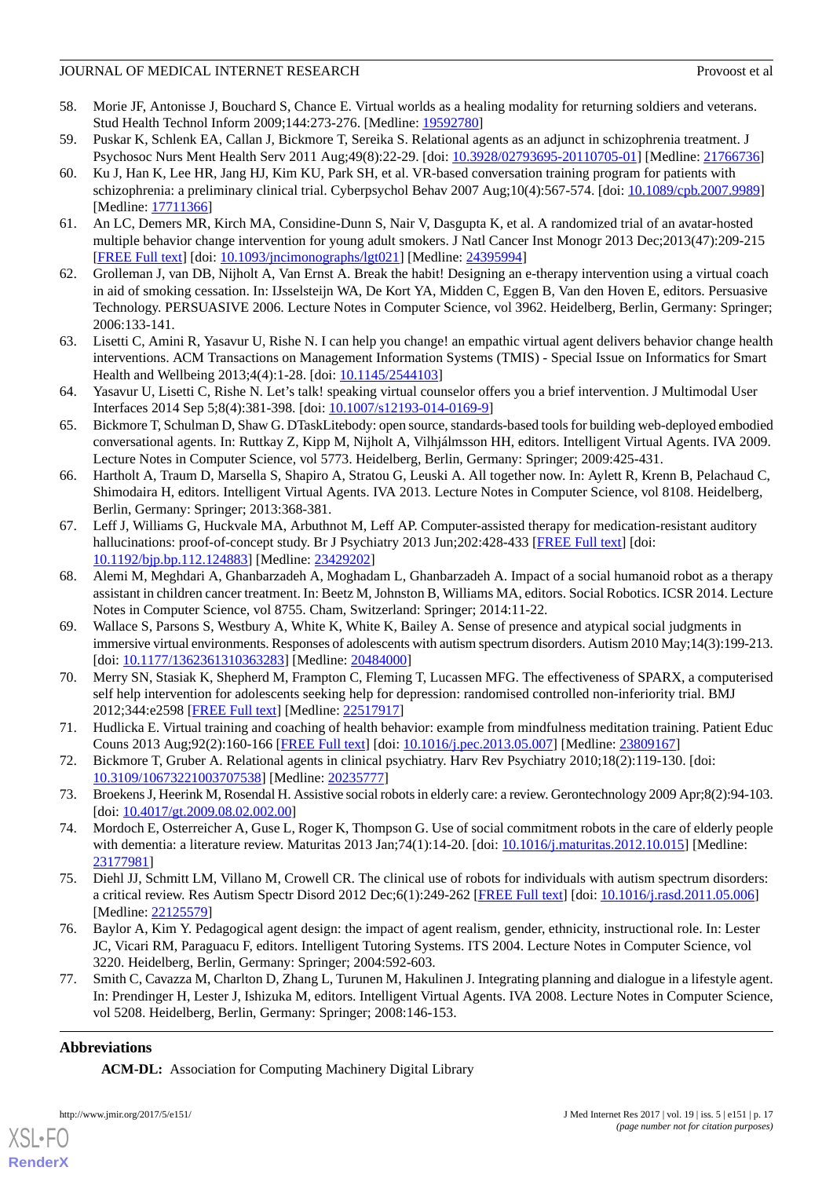58. Morie JF, Antonisse J, Bouchard S, Chance E. Virtual worlds as a healing modality for returning soldiers and veterans. Stud Health Technol Inform 2009;144:273-276. [Medline: 19592780]
59. Puskar K, Schlenk EA, Callan J, Bickmore T, Sereika S. Relational agents as an adjunct in schizophrenia treatment. J Psychosoc Nurs Ment Health Serv 2011 Aug;49(8):22-29. [doi: 10.3928/02793695-20110705-01] [Medline: 21766736]
60. Ku J, Han K, Lee HR, Jang HJ, Kim KU, Park SH, et al. VR-based conversation training program for patients with schizophrenia: a preliminary clinical trial. Cyberpsychol Behav 2007 Aug;10(4):567-574. [doi: 10.1089/cpb.2007.9989] [Medline: 17711366]
61. An LC, Demers MR, Kirch MA, Considine-Dunn S, Nair V, Dasgupta K, et al. A randomized trial of an avatar-hosted multiple behavior change intervention for young adult smokers. J Natl Cancer Inst Monogr 2013 Dec;2013(47):209-215 [FREE Full text] [doi: 10.1093/jncimonographs/lgt021] [Medline: 24395994]
62. Grolleman J, van DB, Nijholt A, Van Ernst A. Break the habit! Designing an e-therapy intervention using a virtual coach in aid of smoking cessation. In: IJsselsteijn WA, De Kort YA, Midden C, Eggen B, Van den Hoven E, editors. Persuasive Technology. PERSUASIVE 2006. Lecture Notes in Computer Science, vol 3962. Heidelberg, Berlin, Germany: Springer; 2006:133-141.
63. Lisetti C, Amini R, Yasavur U, Rishe N. I can help you change! an empathic virtual agent delivers behavior change health interventions. ACM Transactions on Management Information Systems (TMIS) - Special Issue on Informatics for Smart Health and Wellbeing 2013;4(4):1-28. [doi: 10.1145/2544103]
64. Yasavur U, Lisetti C, Rishe N. Let's talk! speaking virtual counselor offers you a brief intervention. J Multimodal User Interfaces 2014 Sep 5;8(4):381-398. [doi: 10.1007/s12193-014-0169-9]
65. Bickmore T, Schulman D, Shaw G. DTaskLitebody: open source, standards-based tools for building web-deployed embodied conversational agents. In: Ruttkay Z, Kipp M, Nijholt A, Vilhjálmsson HH, editors. Intelligent Virtual Agents. IVA 2009. Lecture Notes in Computer Science, vol 5773. Heidelberg, Berlin, Germany: Springer; 2009:425-431.
66. Hartholt A, Traum D, Marsella S, Shapiro A, Stratou G, Leuski A. All together now. In: Aylett R, Krenn B, Pelachaud C, Shimodaira H, editors. Intelligent Virtual Agents. IVA 2013. Lecture Notes in Computer Science, vol 8108. Heidelberg, Berlin, Germany: Springer; 2013:368-381.
67. Leff J, Williams G, Huckvale MA, Arbuthnot M, Leff AP. Computer-assisted therapy for medication-resistant auditory hallucinations: proof-of-concept study. Br J Psychiatry 2013 Jun;202:428-433 [FREE Full text] [doi: 10.1192/bjp.bp.112.124883] [Medline: 23429202]
68. Alemi M, Meghdari A, Ghanbarzadeh A, Moghadam L, Ghanbarzadeh A. Impact of a social humanoid robot as a therapy assistant in children cancer treatment. In: Beetz M, Johnston B, Williams MA, editors. Social Robotics. ICSR 2014. Lecture Notes in Computer Science, vol 8755. Cham, Switzerland: Springer; 2014:11-22.
69. Wallace S, Parsons S, Westbury A, White K, White K, Bailey A. Sense of presence and atypical social judgments in immersive virtual environments. Responses of adolescents with autism spectrum disorders. Autism 2010 May;14(3):199-213. [doi: 10.1177/1362361310363283] [Medline: 20484000]
70. Merry SN, Stasiak K, Shepherd M, Frampton C, Fleming T, Lucassen MFG. The effectiveness of SPARX, a computerised self help intervention for adolescents seeking help for depression: randomised controlled non-inferiority trial. BMJ 2012;344:e2598 [FREE Full text] [Medline: 22517917]
71. Hudlicka E. Virtual training and coaching of health behavior: example from mindfulness meditation training. Patient Educ Couns 2013 Aug;92(2):160-166 [FREE Full text] [doi: 10.1016/j.pec.2013.05.007] [Medline: 23809167]
72. Bickmore T, Gruber A. Relational agents in clinical psychiatry. Harv Rev Psychiatry 2010;18(2):119-130. [doi: 10.3109/10673221003707538] [Medline: 20235777]
73. Broekens J, Heerink M, Rosendal H. Assistive social robots in elderly care: a review. Gerontechnology 2009 Apr;8(2):94-103. [doi: 10.4017/gt.2009.08.02.002.00]
74. Mordoch E, Osterreicher A, Guse L, Roger K, Thompson G. Use of social commitment robots in the care of elderly people with dementia: a literature review. Maturitas 2013 Jan;74(1):14-20. [doi: 10.1016/j.maturitas.2012.10.015] [Medline: 23177981]
75. Diehl JJ, Schmitt LM, Villano M, Crowell CR. The clinical use of robots for individuals with autism spectrum disorders: a critical review. Res Autism Spectr Disord 2012 Dec;6(1):249-262 [FREE Full text] [doi: 10.1016/j.rasd.2011.05.006] [Medline: 22125579]
76. Baylor A, Kim Y. Pedagogical agent design: the impact of agent realism, gender, ethnicity, instructional role. In: Lester JC, Vicari RM, Paraguacu F, editors. Intelligent Tutoring Systems. ITS 2004. Lecture Notes in Computer Science, vol 3220. Heidelberg, Berlin, Germany: Springer; 2004:592-603.
77. Smith C, Cavazza M, Charlton D, Zhang L, Turunen M, Hakulinen J. Integrating planning and dialogue in a lifestyle agent. In: Prendinger H, Lester J, Ishizuka M, editors. Intelligent Virtual Agents. IVA 2008. Lecture Notes in Computer Science, vol 5208. Heidelberg, Berlin, Germany: Springer; 2008:146-153.

## Abbreviations

**ACM-DL:** Association for Computing Machinery Digital Library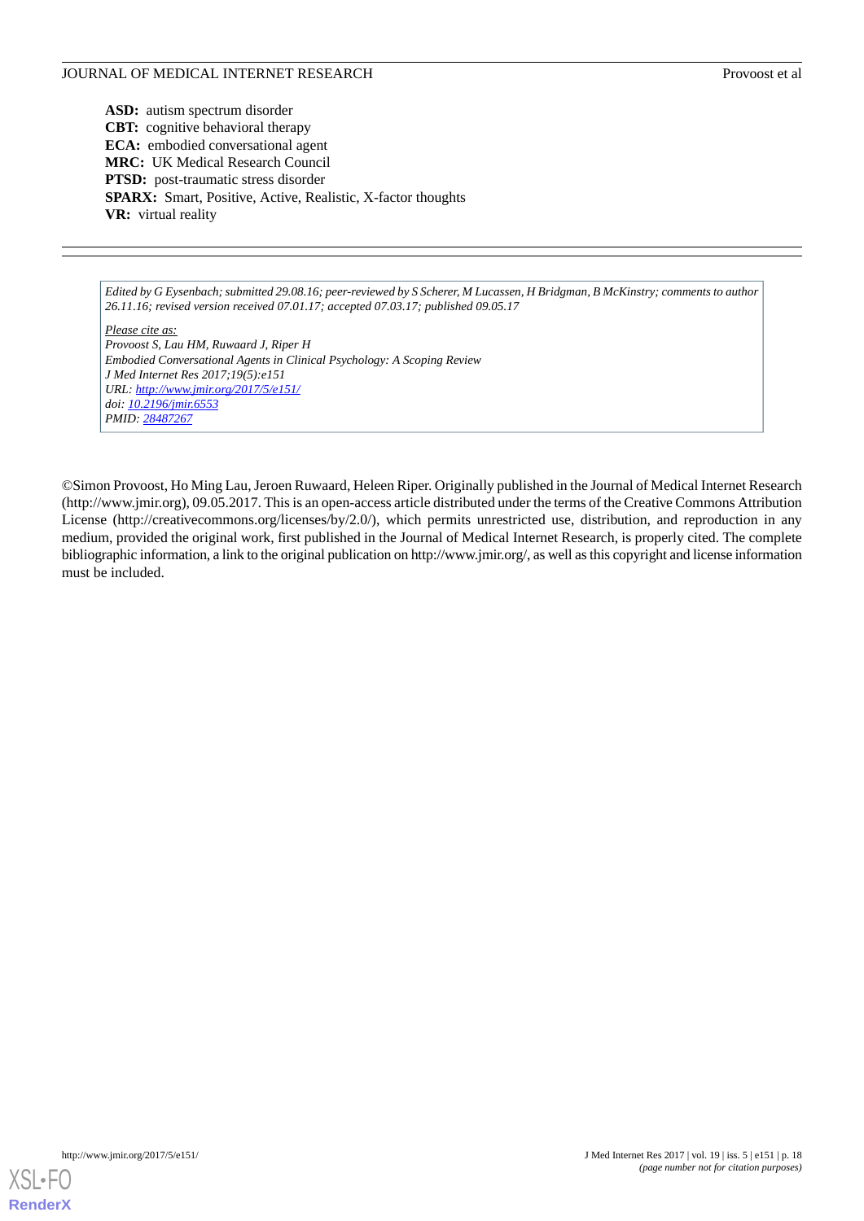**ASD:** autism spectrum disorder
**CBT:** cognitive behavioral therapy
**ECA:** embodied conversational agent
**MRC:** UK Medical Research Council
**PTSD:** post-traumatic stress disorder
**SPARX:** Smart, Positive, Active, Realistic, X-factor thoughts
**VR:** virtual reality

*Edited by G Eysenbach; submitted 29.08.16; peer-reviewed by S Scherer, M Lucassen, H Bridgman, B McKinstry; comments to author 26.11.16; revised version received 07.01.17; accepted 07.03.17; published 09.05.17*

*Please cite as:*
*Provoost S, Lau HM, Ruwaard J, Riper H*
*Embodied Conversational Agents in Clinical Psychology: A Scoping Review*
*J Med Internet Res 2017;19(5):e151*
*URL: http://www.jmir.org/2017/5/e151/*
*doi: 10.2196/jmir.6553*
*PMID: 28487267*

©Simon Provoost, Ho Ming Lau, Jeroen Ruwaard, Heleen Riper. Originally published in the Journal of Medical Internet Research (http://www.jmir.org), 09.05.2017. This is an open-access article distributed under the terms of the Creative Commons Attribution License (http://creativecommons.org/licenses/by/2.0/), which permits unrestricted use, distribution, and reproduction in any medium, provided the original work, first published in the Journal of Medical Internet Research, is properly cited. The complete bibliographic information, a link to the original publication on http://www.jmir.org/, as well as this copyright and license information must be included.